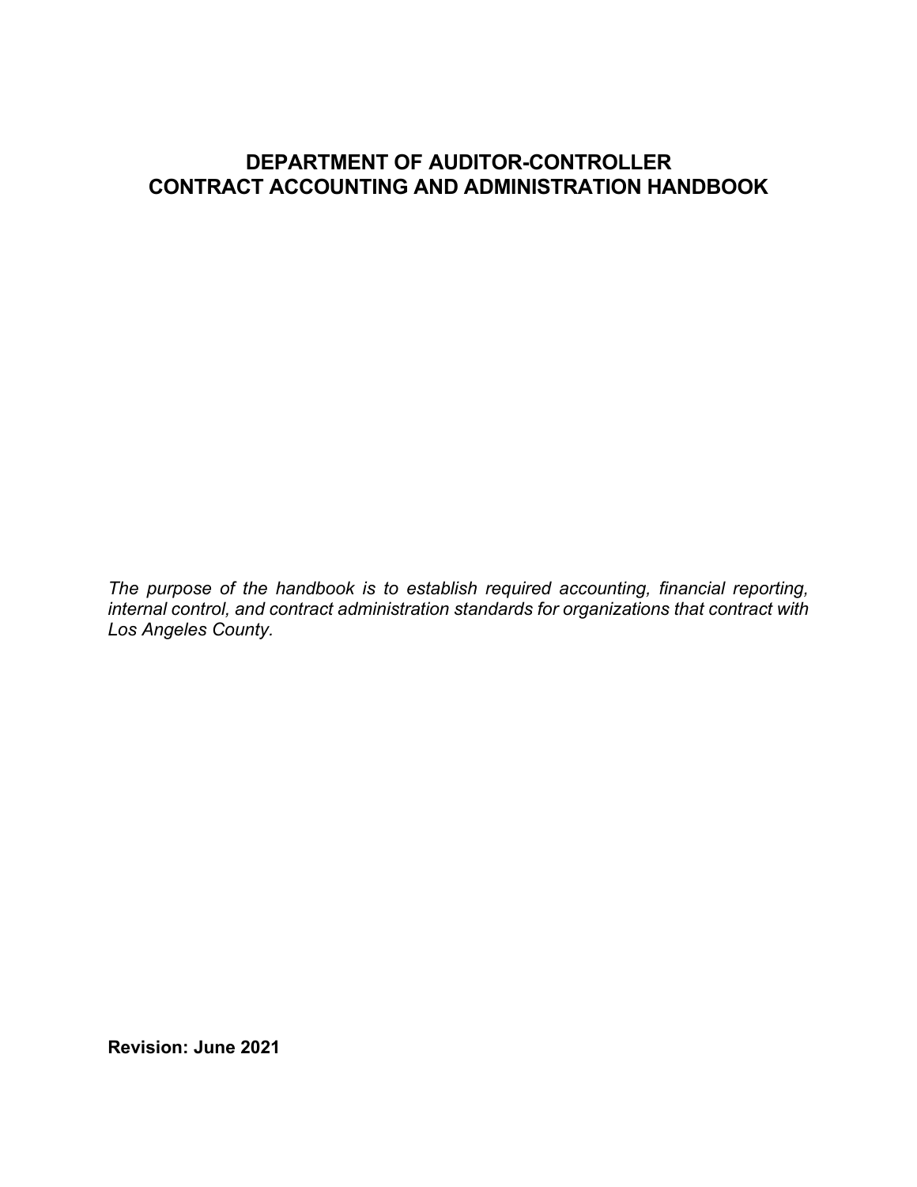# DEPARTMENT OF AUDITOR-CONTROLLER
# CONTRACT ACCOUNTING AND ADMINISTRATION HANDBOOK

*The purpose of the handbook is to establish required accounting, financial reporting, internal control, and contract administration standards for organizations that contract with Los Angeles County.*

**Revision: June 2021**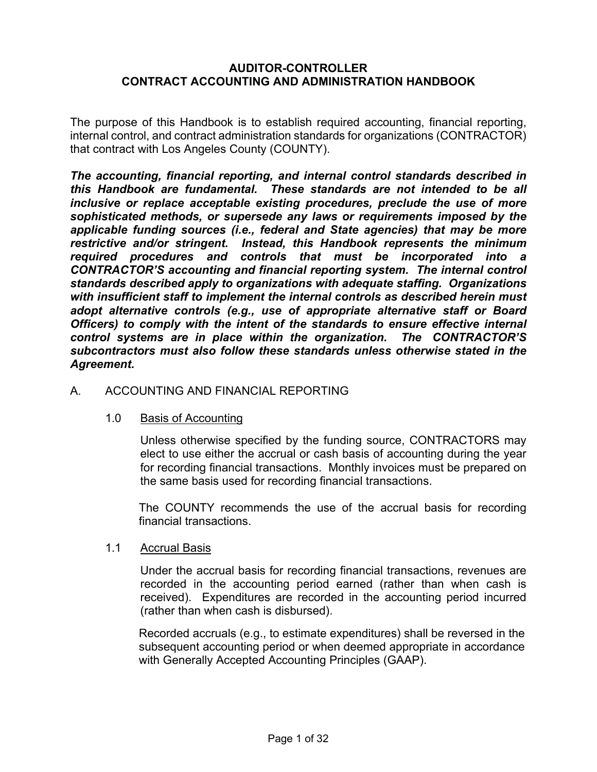# AUDITOR-CONTROLLER
# CONTRACT ACCOUNTING AND ADMINISTRATION HANDBOOK

The purpose of this Handbook is to establish required accounting, financial reporting, internal control, and contract administration standards for organizations (CONTRACTOR) that contract with Los Angeles County (COUNTY).

***The accounting, financial reporting, and internal control standards described in this Handbook are fundamental. These standards are not intended to be all inclusive or replace acceptable existing procedures, preclude the use of more sophisticated methods, or supersede any laws or requirements imposed by the applicable funding sources (i.e., federal and State agencies) that may be more restrictive and/or stringent. Instead, this Handbook represents the minimum required procedures and controls that must be incorporated into a CONTRACTOR'S accounting and financial reporting system. The internal control standards described apply to organizations with adequate staffing. Organizations with insufficient staff to implement the internal controls as described herein must adopt alternative controls (e.g., use of appropriate alternative staff or Board Officers) to comply with the intent of the standards to ensure effective internal control systems are in place within the organization. The CONTRACTOR'S subcontractors must also follow these standards unless otherwise stated in the Agreement.***

## A. ACCOUNTING AND FINANCIAL REPORTING

### 1.0 Basis of Accounting

Unless otherwise specified by the funding source, CONTRACTORS may elect to use either the accrual or cash basis of accounting during the year for recording financial transactions. Monthly invoices must be prepared on the same basis used for recording financial transactions.

The COUNTY recommends the use of the accrual basis for recording financial transactions.

### 1.1 Accrual Basis

Under the accrual basis for recording financial transactions, revenues are recorded in the accounting period earned (rather than when cash is received). Expenditures are recorded in the accounting period incurred (rather than when cash is disbursed).

Recorded accruals (e.g., to estimate expenditures) shall be reversed in the subsequent accounting period or when deemed appropriate in accordance with Generally Accepted Accounting Principles (GAAP).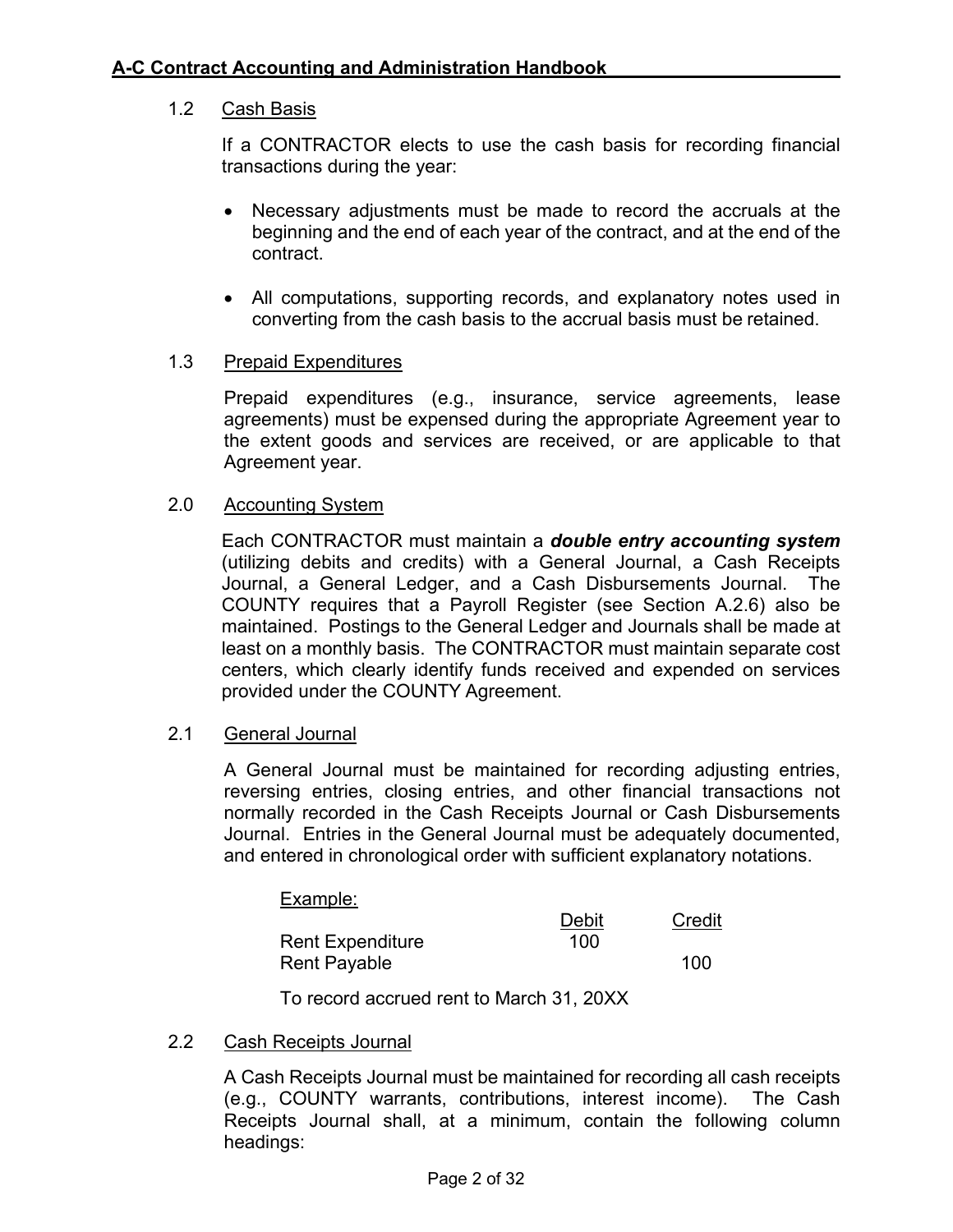### 1.2 Cash Basis

If a CONTRACTOR elects to use the cash basis for recording financial transactions during the year:

- Necessary adjustments must be made to record the accruals at the beginning and the end of each year of the contract, and at the end of the contract.
- All computations, supporting records, and explanatory notes used in converting from the cash basis to the accrual basis must be retained.

### 1.3 Prepaid Expenditures

Prepaid expenditures (e.g., insurance, service agreements, lease agreements) must be expensed during the appropriate Agreement year to the extent goods and services are received, or are applicable to that Agreement year.

## 2.0 Accounting System

Each CONTRACTOR must maintain a ***double entry accounting system*** (utilizing debits and credits) with a General Journal, a Cash Receipts Journal, a General Ledger, and a Cash Disbursements Journal. The COUNTY requires that a Payroll Register (see Section A.2.6) also be maintained. Postings to the General Ledger and Journals shall be made at least on a monthly basis. The CONTRACTOR must maintain separate cost centers, which clearly identify funds received and expended on services provided under the COUNTY Agreement.

### 2.1 General Journal

A General Journal must be maintained for recording adjusting entries, reversing entries, closing entries, and other financial transactions not normally recorded in the Cash Receipts Journal or Cash Disbursements Journal. Entries in the General Journal must be adequately documented, and entered in chronological order with sufficient explanatory notations.

Example:

| | Debit | Credit |
|---|---|---|
| Rent Expenditure | 100 | |
| Rent Payable | | 100 |

To record accrued rent to March 31, 20XX

### 2.2 Cash Receipts Journal

A Cash Receipts Journal must be maintained for recording all cash receipts (e.g., COUNTY warrants, contributions, interest income). The Cash Receipts Journal shall, at a minimum, contain the following column headings: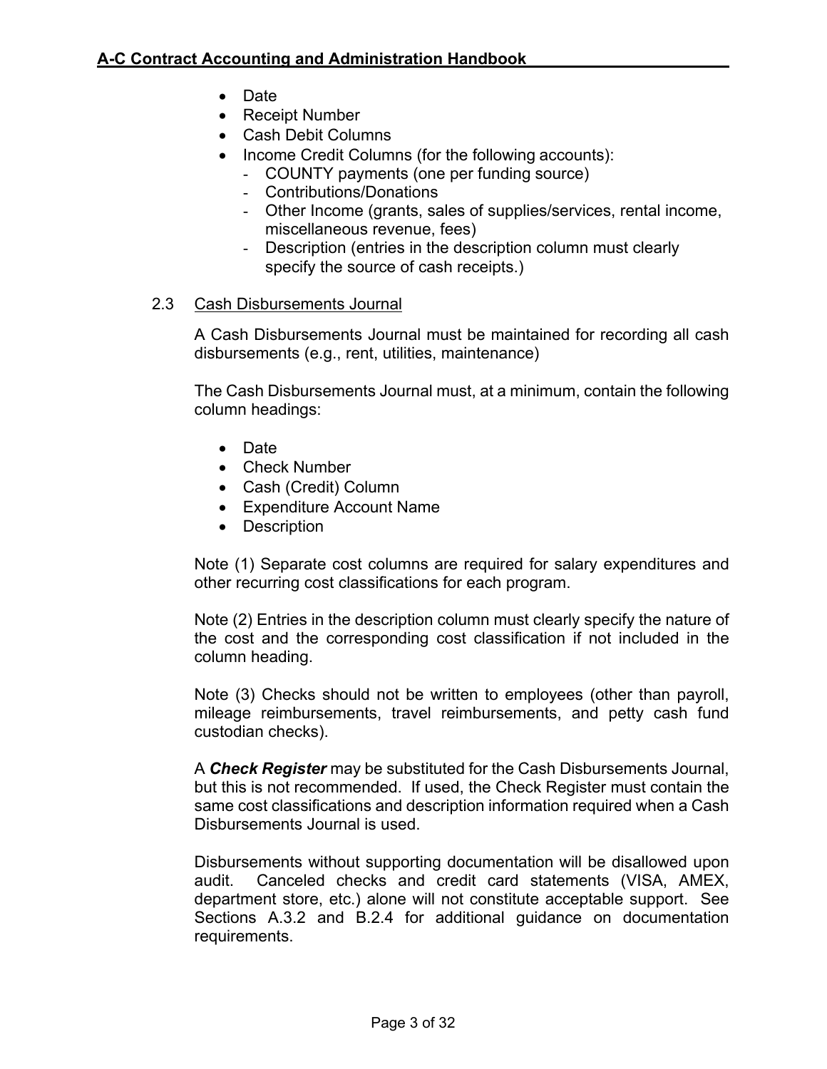- Date
- Receipt Number
- Cash Debit Columns
- Income Credit Columns (for the following accounts):
  - COUNTY payments (one per funding source)
  - Contributions/Donations
  - Other Income (grants, sales of supplies/services, rental income, miscellaneous revenue, fees)
  - Description (entries in the description column must clearly specify the source of cash receipts.)

### 2.3 Cash Disbursements Journal

A Cash Disbursements Journal must be maintained for recording all cash disbursements (e.g., rent, utilities, maintenance)

The Cash Disbursements Journal must, at a minimum, contain the following column headings:

- Date
- Check Number
- Cash (Credit) Column
- Expenditure Account Name
- Description

Note (1) Separate cost columns are required for salary expenditures and other recurring cost classifications for each program.

Note (2) Entries in the description column must clearly specify the nature of the cost and the corresponding cost classification if not included in the column heading.

Note (3) Checks should not be written to employees (other than payroll, mileage reimbursements, travel reimbursements, and petty cash fund custodian checks).

A ***Check Register*** may be substituted for the Cash Disbursements Journal, but this is not recommended. If used, the Check Register must contain the same cost classifications and description information required when a Cash Disbursements Journal is used.

Disbursements without supporting documentation will be disallowed upon audit. Canceled checks and credit card statements (VISA, AMEX, department store, etc.) alone will not constitute acceptable support. See Sections A.3.2 and B.2.4 for additional guidance on documentation requirements.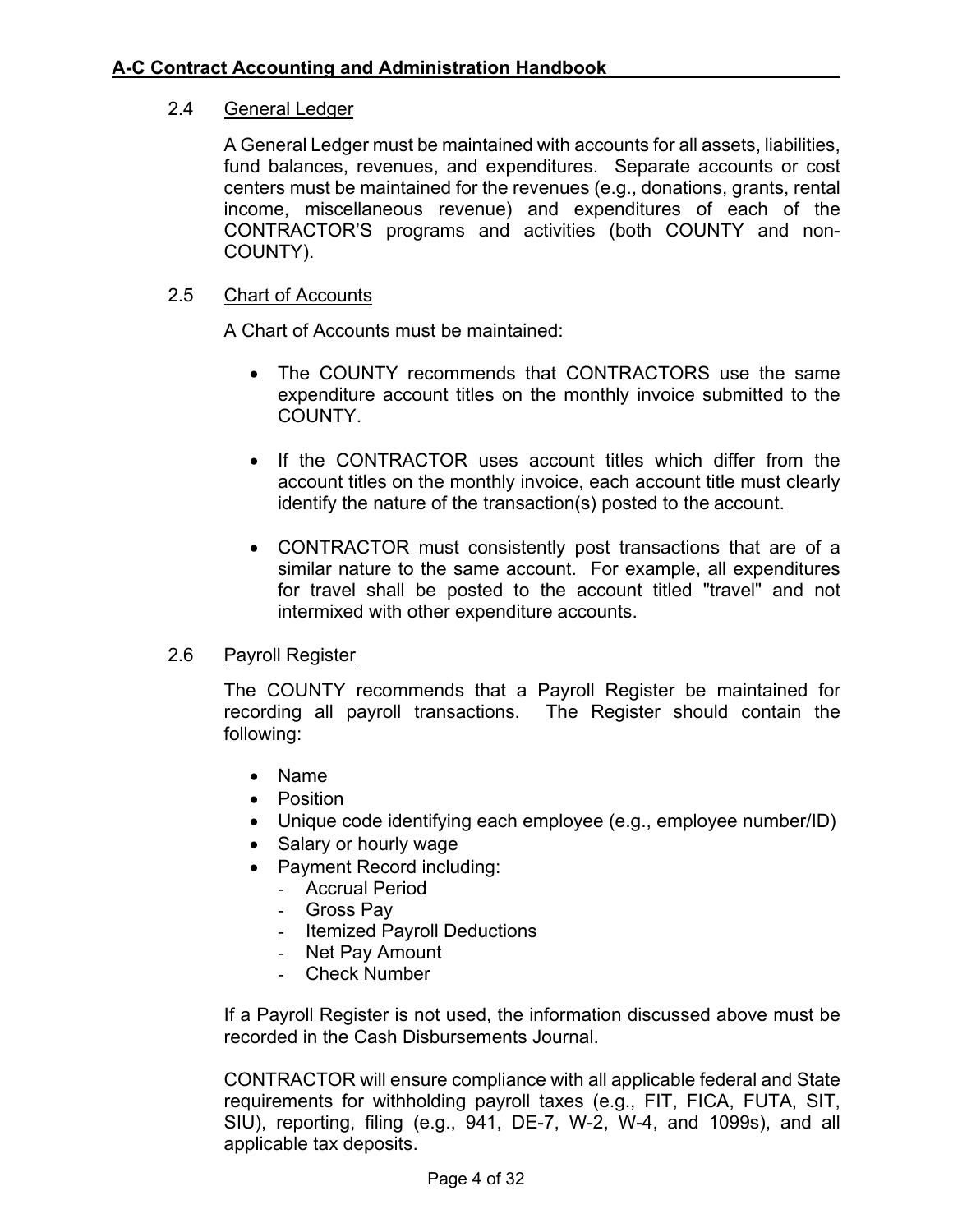### 2.4 General Ledger

A General Ledger must be maintained with accounts for all assets, liabilities, fund balances, revenues, and expenditures. Separate accounts or cost centers must be maintained for the revenues (e.g., donations, grants, rental income, miscellaneous revenue) and expenditures of each of the CONTRACTOR'S programs and activities (both COUNTY and non-COUNTY).

### 2.5 Chart of Accounts

A Chart of Accounts must be maintained:

- The COUNTY recommends that CONTRACTORS use the same expenditure account titles on the monthly invoice submitted to the COUNTY.

- If the CONTRACTOR uses account titles which differ from the account titles on the monthly invoice, each account title must clearly identify the nature of the transaction(s) posted to the account.

- CONTRACTOR must consistently post transactions that are of a similar nature to the same account. For example, all expenditures for travel shall be posted to the account titled "travel" and not intermixed with other expenditure accounts.

### 2.6 Payroll Register

The COUNTY recommends that a Payroll Register be maintained for recording all payroll transactions. The Register should contain the following:

- Name
- Position
- Unique code identifying each employee (e.g., employee number/ID)
- Salary or hourly wage
- Payment Record including:
  - Accrual Period
  - Gross Pay
  - Itemized Payroll Deductions
  - Net Pay Amount
  - Check Number

If a Payroll Register is not used, the information discussed above must be recorded in the Cash Disbursements Journal.

CONTRACTOR will ensure compliance with all applicable federal and State requirements for withholding payroll taxes (e.g., FIT, FICA, FUTA, SIT, SIU), reporting, filing (e.g., 941, DE-7, W-2, W-4, and 1099s), and all applicable tax deposits.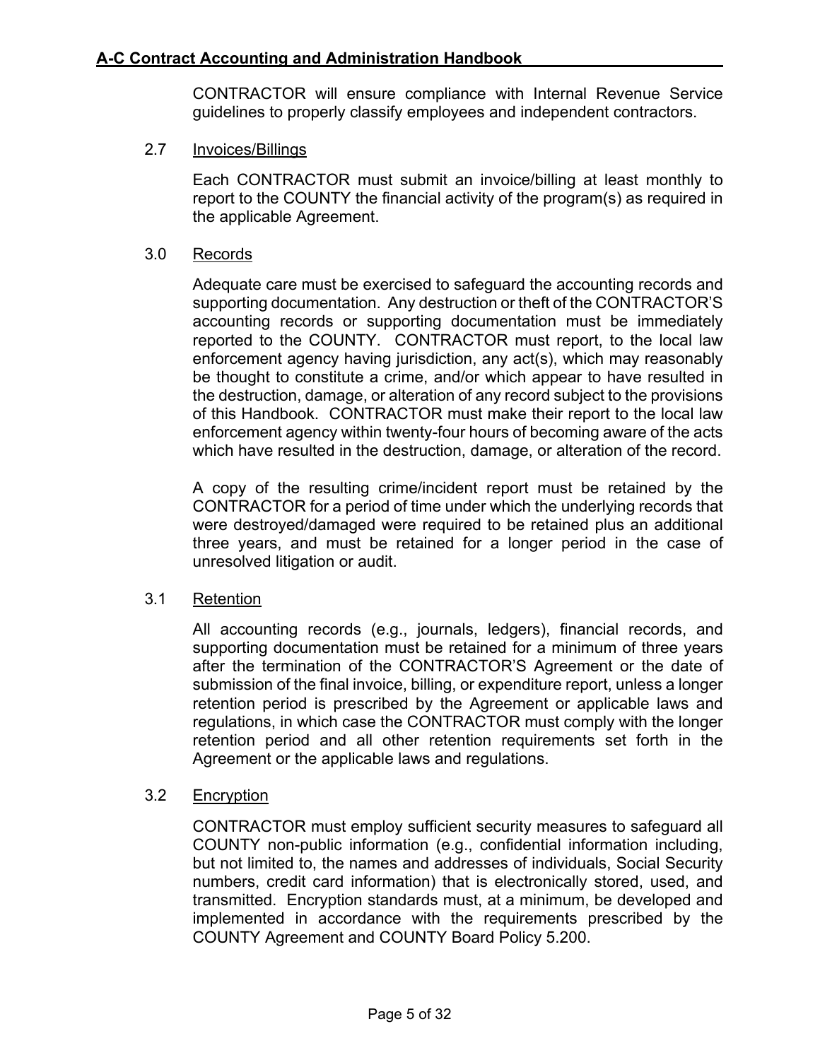CONTRACTOR will ensure compliance with Internal Revenue Service guidelines to properly classify employees and independent contractors.

### 2.7 Invoices/Billings

Each CONTRACTOR must submit an invoice/billing at least monthly to report to the COUNTY the financial activity of the program(s) as required in the applicable Agreement.

## 3.0 Records

Adequate care must be exercised to safeguard the accounting records and supporting documentation. Any destruction or theft of the CONTRACTOR'S accounting records or supporting documentation must be immediately reported to the COUNTY. CONTRACTOR must report, to the local law enforcement agency having jurisdiction, any act(s), which may reasonably be thought to constitute a crime, and/or which appear to have resulted in the destruction, damage, or alteration of any record subject to the provisions of this Handbook. CONTRACTOR must make their report to the local law enforcement agency within twenty-four hours of becoming aware of the acts which have resulted in the destruction, damage, or alteration of the record.

A copy of the resulting crime/incident report must be retained by the CONTRACTOR for a period of time under which the underlying records that were destroyed/damaged were required to be retained plus an additional three years, and must be retained for a longer period in the case of unresolved litigation or audit.

### 3.1 Retention

All accounting records (e.g., journals, ledgers), financial records, and supporting documentation must be retained for a minimum of three years after the termination of the CONTRACTOR'S Agreement or the date of submission of the final invoice, billing, or expenditure report, unless a longer retention period is prescribed by the Agreement or applicable laws and regulations, in which case the CONTRACTOR must comply with the longer retention period and all other retention requirements set forth in the Agreement or the applicable laws and regulations.

### 3.2 Encryption

CONTRACTOR must employ sufficient security measures to safeguard all COUNTY non-public information (e.g., confidential information including, but not limited to, the names and addresses of individuals, Social Security numbers, credit card information) that is electronically stored, used, and transmitted. Encryption standards must, at a minimum, be developed and implemented in accordance with the requirements prescribed by the COUNTY Agreement and COUNTY Board Policy 5.200.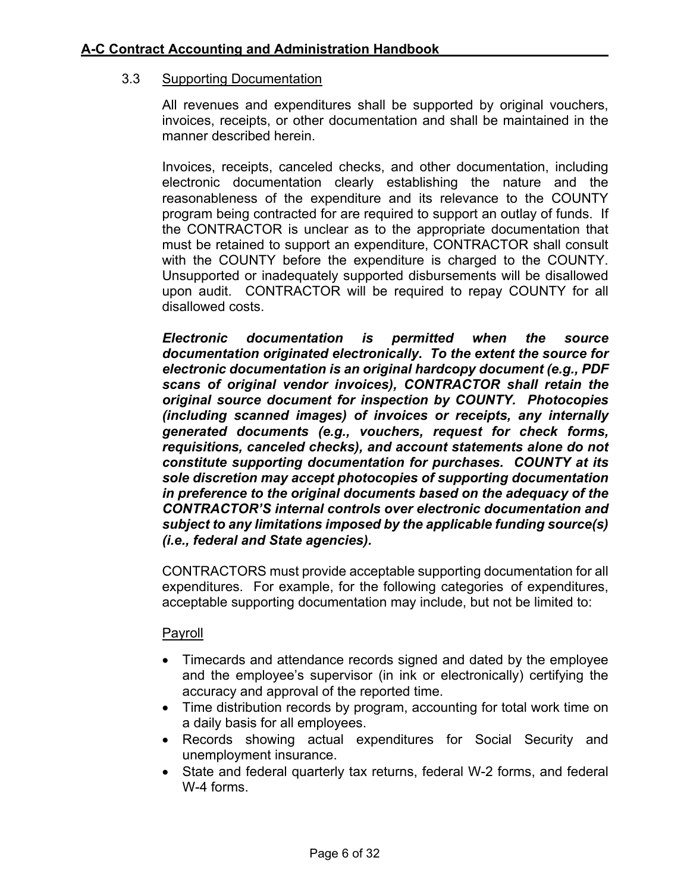### 3.3 Supporting Documentation

All revenues and expenditures shall be supported by original vouchers, invoices, receipts, or other documentation and shall be maintained in the manner described herein.

Invoices, receipts, canceled checks, and other documentation, including electronic documentation clearly establishing the nature and the reasonableness of the expenditure and its relevance to the COUNTY program being contracted for are required to support an outlay of funds. If the CONTRACTOR is unclear as to the appropriate documentation that must be retained to support an expenditure, CONTRACTOR shall consult with the COUNTY before the expenditure is charged to the COUNTY. Unsupported or inadequately supported disbursements will be disallowed upon audit. CONTRACTOR will be required to repay COUNTY for all disallowed costs.

***Electronic documentation is permitted when the source documentation originated electronically. To the extent the source for electronic documentation is an original hardcopy document (e.g., PDF scans of original vendor invoices), CONTRACTOR shall retain the original source document for inspection by COUNTY. Photocopies (including scanned images) of invoices or receipts, any internally generated documents (e.g., vouchers, request for check forms, requisitions, canceled checks), and account statements alone do not constitute supporting documentation for purchases. COUNTY at its sole discretion may accept photocopies of supporting documentation in preference to the original documents based on the adequacy of the CONTRACTOR'S internal controls over electronic documentation and subject to any limitations imposed by the applicable funding source(s) (i.e., federal and State agencies).***

CONTRACTORS must provide acceptable supporting documentation for all expenditures. For example, for the following categories of expenditures, acceptable supporting documentation may include, but not be limited to:

Payroll

- Timecards and attendance records signed and dated by the employee and the employee's supervisor (in ink or electronically) certifying the accuracy and approval of the reported time.
- Time distribution records by program, accounting for total work time on a daily basis for all employees.
- Records showing actual expenditures for Social Security and unemployment insurance.
- State and federal quarterly tax returns, federal W-2 forms, and federal W-4 forms.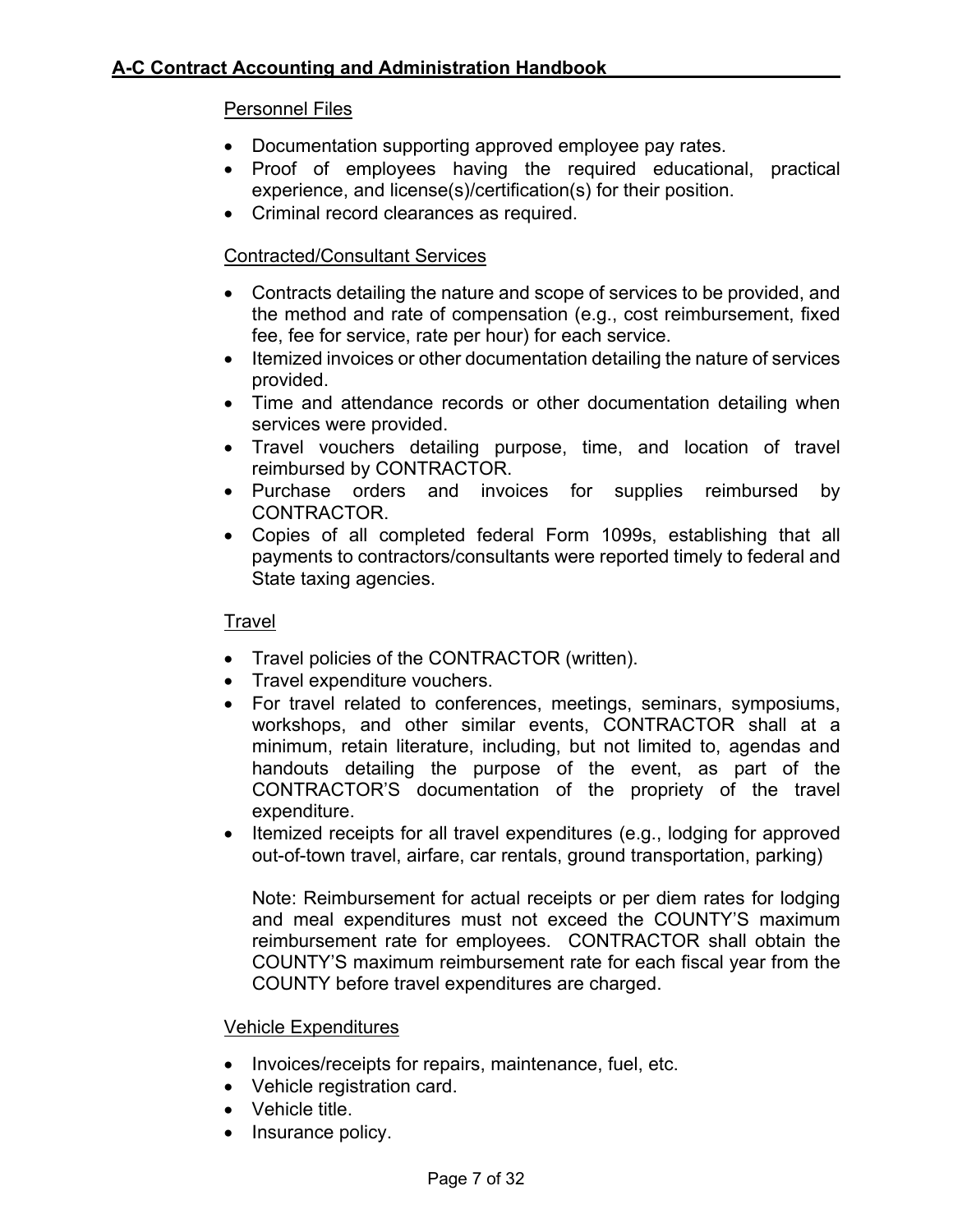Personnel Files

- Documentation supporting approved employee pay rates.
- Proof of employees having the required educational, practical experience, and license(s)/certification(s) for their position.
- Criminal record clearances as required.

Contracted/Consultant Services

- Contracts detailing the nature and scope of services to be provided, and the method and rate of compensation (e.g., cost reimbursement, fixed fee, fee for service, rate per hour) for each service.
- Itemized invoices or other documentation detailing the nature of services provided.
- Time and attendance records or other documentation detailing when services were provided.
- Travel vouchers detailing purpose, time, and location of travel reimbursed by CONTRACTOR.
- Purchase orders and invoices for supplies reimbursed by CONTRACTOR.
- Copies of all completed federal Form 1099s, establishing that all payments to contractors/consultants were reported timely to federal and State taxing agencies.

Travel

- Travel policies of the CONTRACTOR (written).
- Travel expenditure vouchers.
- For travel related to conferences, meetings, seminars, symposiums, workshops, and other similar events, CONTRACTOR shall at a minimum, retain literature, including, but not limited to, agendas and handouts detailing the purpose of the event, as part of the CONTRACTOR'S documentation of the propriety of the travel expenditure.
- Itemized receipts for all travel expenditures (e.g., lodging for approved out-of-town travel, airfare, car rentals, ground transportation, parking)

  Note: Reimbursement for actual receipts or per diem rates for lodging and meal expenditures must not exceed the COUNTY'S maximum reimbursement rate for employees. CONTRACTOR shall obtain the COUNTY'S maximum reimbursement rate for each fiscal year from the COUNTY before travel expenditures are charged.

Vehicle Expenditures

- Invoices/receipts for repairs, maintenance, fuel, etc.
- Vehicle registration card.
- Vehicle title.
- Insurance policy.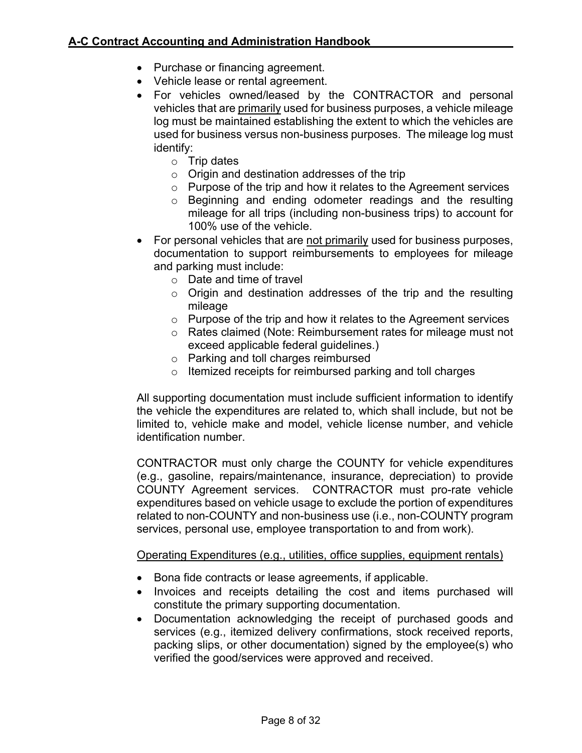- Purchase or financing agreement.
- Vehicle lease or rental agreement.
- For vehicles owned/leased by the CONTRACTOR and personal vehicles that are <u>primarily</u> used for business purposes, a vehicle mileage log must be maintained establishing the extent to which the vehicles are used for business versus non-business purposes. The mileage log must identify:
  - Trip dates
  - Origin and destination addresses of the trip
  - Purpose of the trip and how it relates to the Agreement services
  - Beginning and ending odometer readings and the resulting mileage for all trips (including non-business trips) to account for 100% use of the vehicle.
- For personal vehicles that are <u>not primarily</u> used for business purposes, documentation to support reimbursements to employees for mileage and parking must include:
  - Date and time of travel
  - Origin and destination addresses of the trip and the resulting mileage
  - Purpose of the trip and how it relates to the Agreement services
  - Rates claimed (Note: Reimbursement rates for mileage must not exceed applicable federal guidelines.)
  - Parking and toll charges reimbursed
  - Itemized receipts for reimbursed parking and toll charges

All supporting documentation must include sufficient information to identify the vehicle the expenditures are related to, which shall include, but not be limited to, vehicle make and model, vehicle license number, and vehicle identification number.

CONTRACTOR must only charge the COUNTY for vehicle expenditures (e.g., gasoline, repairs/maintenance, insurance, depreciation) to provide COUNTY Agreement services. CONTRACTOR must pro-rate vehicle expenditures based on vehicle usage to exclude the portion of expenditures related to non-COUNTY and non-business use (i.e., non-COUNTY program services, personal use, employee transportation to and from work).

<u>Operating Expenditures (e.g., utilities, office supplies, equipment rentals)</u>

- Bona fide contracts or lease agreements, if applicable.
- Invoices and receipts detailing the cost and items purchased will constitute the primary supporting documentation.
- Documentation acknowledging the receipt of purchased goods and services (e.g., itemized delivery confirmations, stock received reports, packing slips, or other documentation) signed by the employee(s) who verified the good/services were approved and received.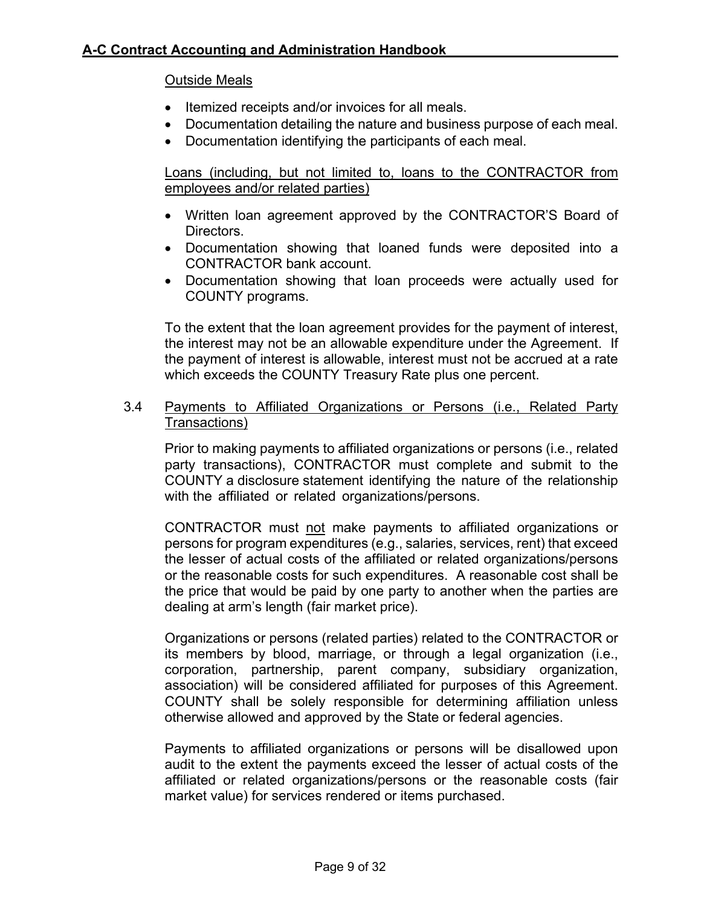Outside Meals

- Itemized receipts and/or invoices for all meals.
- Documentation detailing the nature and business purpose of each meal.
- Documentation identifying the participants of each meal.

Loans (including, but not limited to, loans to the CONTRACTOR from employees and/or related parties)

- Written loan agreement approved by the CONTRACTOR'S Board of Directors.
- Documentation showing that loaned funds were deposited into a CONTRACTOR bank account.
- Documentation showing that loan proceeds were actually used for COUNTY programs.

To the extent that the loan agreement provides for the payment of interest, the interest may not be an allowable expenditure under the Agreement. If the payment of interest is allowable, interest must not be accrued at a rate which exceeds the COUNTY Treasury Rate plus one percent.

3.4 Payments to Affiliated Organizations or Persons (i.e., Related Party Transactions)

Prior to making payments to affiliated organizations or persons (i.e., related party transactions), CONTRACTOR must complete and submit to the COUNTY a disclosure statement identifying the nature of the relationship with the affiliated or related organizations/persons.

CONTRACTOR must not make payments to affiliated organizations or persons for program expenditures (e.g., salaries, services, rent) that exceed the lesser of actual costs of the affiliated or related organizations/persons or the reasonable costs for such expenditures. A reasonable cost shall be the price that would be paid by one party to another when the parties are dealing at arm's length (fair market price).

Organizations or persons (related parties) related to the CONTRACTOR or its members by blood, marriage, or through a legal organization (i.e., corporation, partnership, parent company, subsidiary organization, association) will be considered affiliated for purposes of this Agreement. COUNTY shall be solely responsible for determining affiliation unless otherwise allowed and approved by the State or federal agencies.

Payments to affiliated organizations or persons will be disallowed upon audit to the extent the payments exceed the lesser of actual costs of the affiliated or related organizations/persons or the reasonable costs (fair market value) for services rendered or items purchased.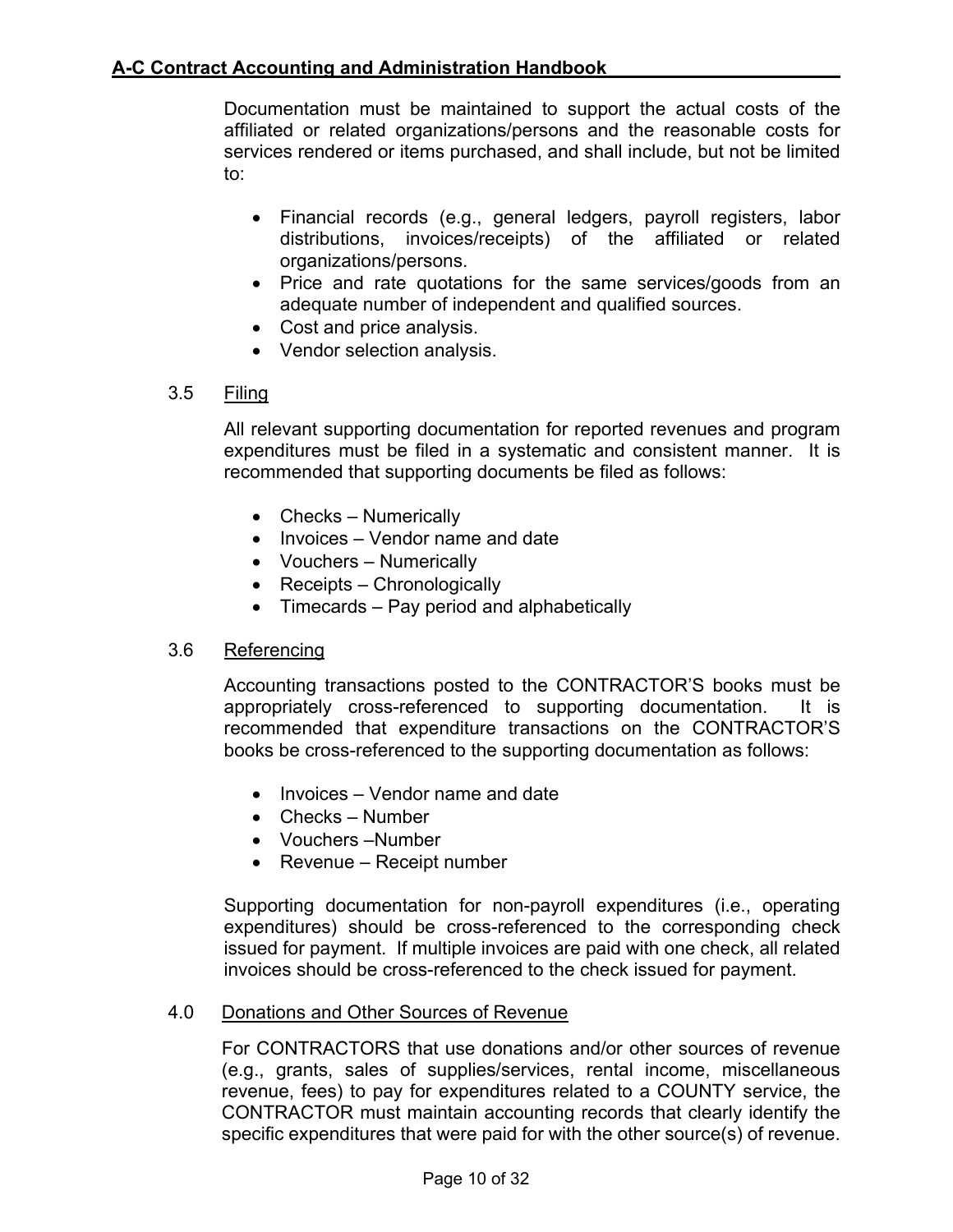Documentation must be maintained to support the actual costs of the affiliated or related organizations/persons and the reasonable costs for services rendered or items purchased, and shall include, but not be limited to:

- Financial records (e.g., general ledgers, payroll registers, labor distributions, invoices/receipts) of the affiliated or related organizations/persons.
- Price and rate quotations for the same services/goods from an adequate number of independent and qualified sources.
- Cost and price analysis.
- Vendor selection analysis.

### 3.5 Filing

All relevant supporting documentation for reported revenues and program expenditures must be filed in a systematic and consistent manner. It is recommended that supporting documents be filed as follows:

- Checks – Numerically
- Invoices – Vendor name and date
- Vouchers – Numerically
- Receipts – Chronologically
- Timecards – Pay period and alphabetically

### 3.6 Referencing

Accounting transactions posted to the CONTRACTOR'S books must be appropriately cross-referenced to supporting documentation. It is recommended that expenditure transactions on the CONTRACTOR'S books be cross-referenced to the supporting documentation as follows:

- Invoices – Vendor name and date
- Checks – Number
- Vouchers –Number
- Revenue – Receipt number

Supporting documentation for non-payroll expenditures (i.e., operating expenditures) should be cross-referenced to the corresponding check issued for payment. If multiple invoices are paid with one check, all related invoices should be cross-referenced to the check issued for payment.

## 4.0 Donations and Other Sources of Revenue

For CONTRACTORS that use donations and/or other sources of revenue (e.g., grants, sales of supplies/services, rental income, miscellaneous revenue, fees) to pay for expenditures related to a COUNTY service, the CONTRACTOR must maintain accounting records that clearly identify the specific expenditures that were paid for with the other source(s) of revenue.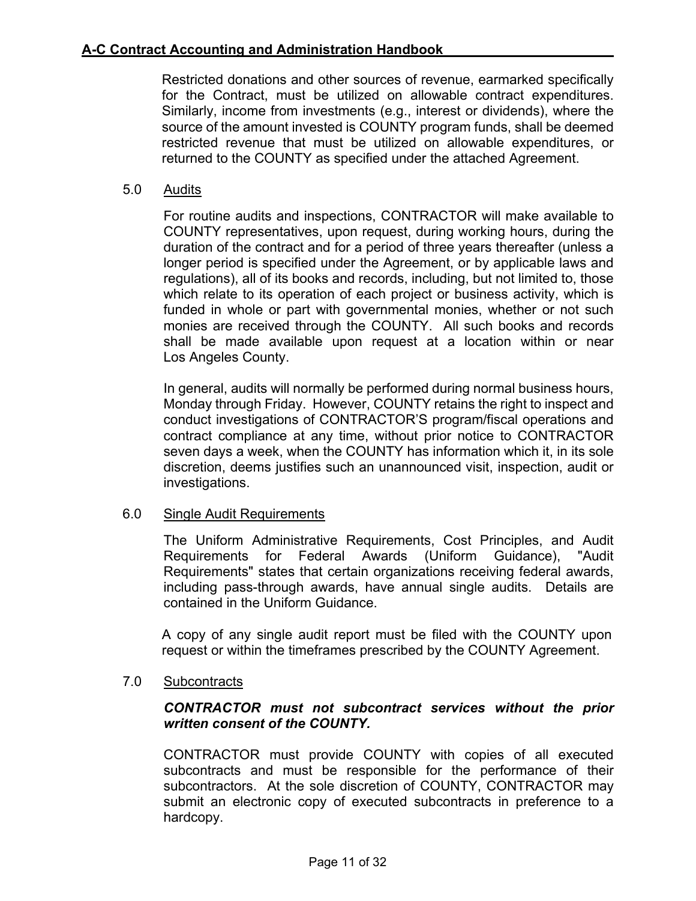Restricted donations and other sources of revenue, earmarked specifically for the Contract, must be utilized on allowable contract expenditures. Similarly, income from investments (e.g., interest or dividends), where the source of the amount invested is COUNTY program funds, shall be deemed restricted revenue that must be utilized on allowable expenditures, or returned to the COUNTY as specified under the attached Agreement.

## 5.0 Audits

For routine audits and inspections, CONTRACTOR will make available to COUNTY representatives, upon request, during working hours, during the duration of the contract and for a period of three years thereafter (unless a longer period is specified under the Agreement, or by applicable laws and regulations), all of its books and records, including, but not limited to, those which relate to its operation of each project or business activity, which is funded in whole or part with governmental monies, whether or not such monies are received through the COUNTY. All such books and records shall be made available upon request at a location within or near Los Angeles County.

In general, audits will normally be performed during normal business hours, Monday through Friday. However, COUNTY retains the right to inspect and conduct investigations of CONTRACTOR'S program/fiscal operations and contract compliance at any time, without prior notice to CONTRACTOR seven days a week, when the COUNTY has information which it, in its sole discretion, deems justifies such an unannounced visit, inspection, audit or investigations.

## 6.0 Single Audit Requirements

The Uniform Administrative Requirements, Cost Principles, and Audit Requirements for Federal Awards (Uniform Guidance), "Audit Requirements" states that certain organizations receiving federal awards, including pass-through awards, have annual single audits. Details are contained in the Uniform Guidance.

A copy of any single audit report must be filed with the COUNTY upon request or within the timeframes prescribed by the COUNTY Agreement.

## 7.0 Subcontracts

***CONTRACTOR must not subcontract services without the prior written consent of the COUNTY.***

CONTRACTOR must provide COUNTY with copies of all executed subcontracts and must be responsible for the performance of their subcontractors. At the sole discretion of COUNTY, CONTRACTOR may submit an electronic copy of executed subcontracts in preference to a hardcopy.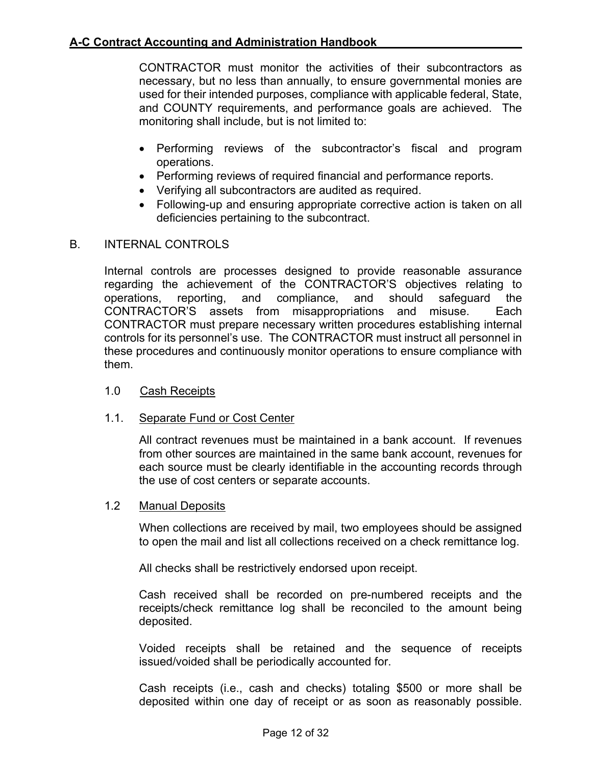CONTRACTOR must monitor the activities of their subcontractors as necessary, but no less than annually, to ensure governmental monies are used for their intended purposes, compliance with applicable federal, State, and COUNTY requirements, and performance goals are achieved. The monitoring shall include, but is not limited to:

- Performing reviews of the subcontractor's fiscal and program operations.
- Performing reviews of required financial and performance reports.
- Verifying all subcontractors are audited as required.
- Following-up and ensuring appropriate corrective action is taken on all deficiencies pertaining to the subcontract.

## B. INTERNAL CONTROLS

Internal controls are processes designed to provide reasonable assurance regarding the achievement of the CONTRACTOR'S objectives relating to operations, reporting, and compliance, and should safeguard the CONTRACTOR'S assets from misappropriations and misuse. Each CONTRACTOR must prepare necessary written procedures establishing internal controls for its personnel's use. The CONTRACTOR must instruct all personnel in these procedures and continuously monitor operations to ensure compliance with them.

### 1.0 Cash Receipts

#### 1.1. Separate Fund or Cost Center

All contract revenues must be maintained in a bank account. If revenues from other sources are maintained in the same bank account, revenues for each source must be clearly identifiable in the accounting records through the use of cost centers or separate accounts.

#### 1.2 Manual Deposits

When collections are received by mail, two employees should be assigned to open the mail and list all collections received on a check remittance log.

All checks shall be restrictively endorsed upon receipt.

Cash received shall be recorded on pre-numbered receipts and the receipts/check remittance log shall be reconciled to the amount being deposited.

Voided receipts shall be retained and the sequence of receipts issued/voided shall be periodically accounted for.

Cash receipts (i.e., cash and checks) totaling $500 or more shall be deposited within one day of receipt or as soon as reasonably possible.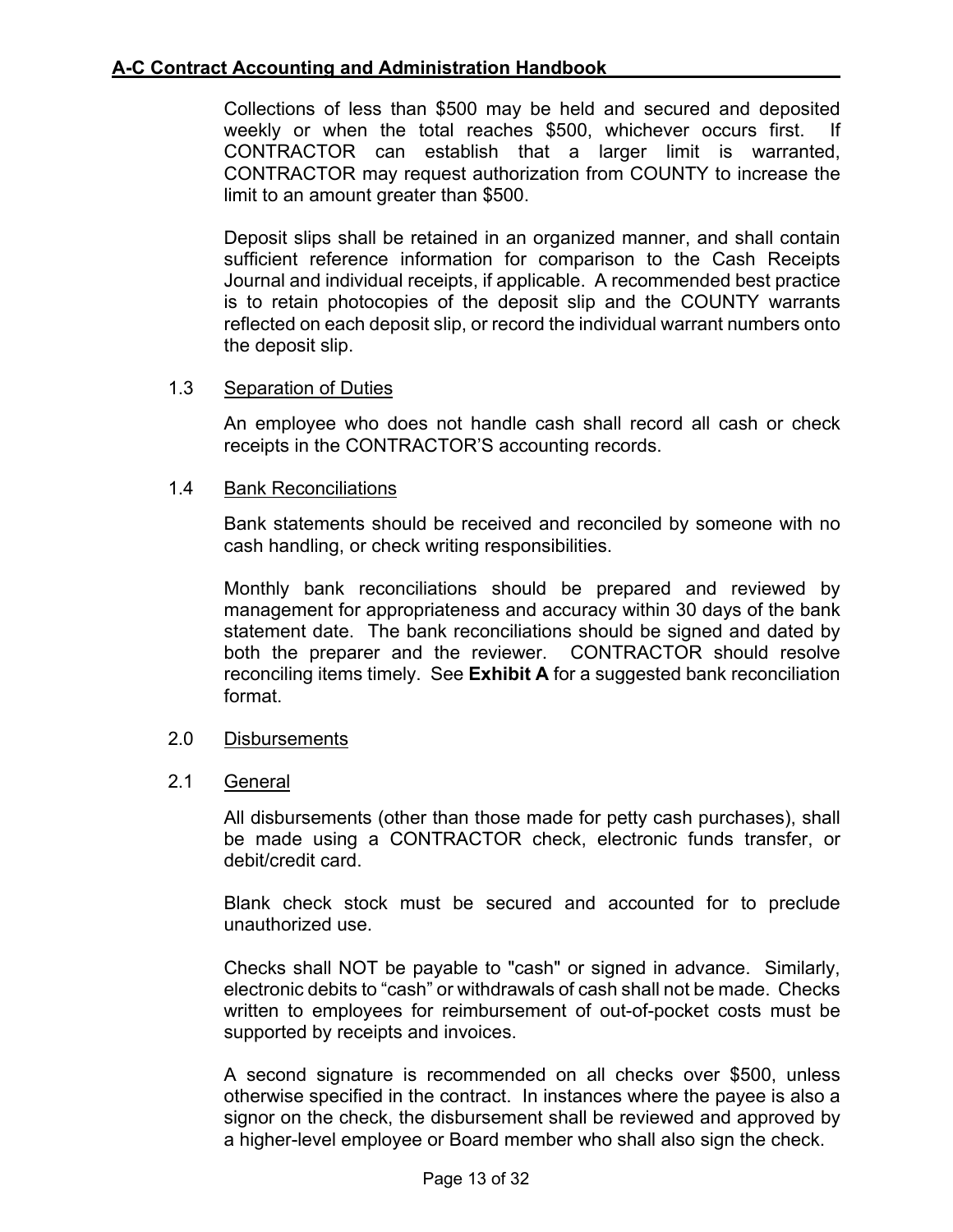Collections of less than $500 may be held and secured and deposited weekly or when the total reaches $500, whichever occurs first. If CONTRACTOR can establish that a larger limit is warranted, CONTRACTOR may request authorization from COUNTY to increase the limit to an amount greater than $500.

Deposit slips shall be retained in an organized manner, and shall contain sufficient reference information for comparison to the Cash Receipts Journal and individual receipts, if applicable. A recommended best practice is to retain photocopies of the deposit slip and the COUNTY warrants reflected on each deposit slip, or record the individual warrant numbers onto the deposit slip.

### 1.3 Separation of Duties

An employee who does not handle cash shall record all cash or check receipts in the CONTRACTOR'S accounting records.

### 1.4 Bank Reconciliations

Bank statements should be received and reconciled by someone with no cash handling, or check writing responsibilities.

Monthly bank reconciliations should be prepared and reviewed by management for appropriateness and accuracy within 30 days of the bank statement date. The bank reconciliations should be signed and dated by both the preparer and the reviewer. CONTRACTOR should resolve reconciling items timely. See **Exhibit A** for a suggested bank reconciliation format.

## 2.0 Disbursements

### 2.1 General

All disbursements (other than those made for petty cash purchases), shall be made using a CONTRACTOR check, electronic funds transfer, or debit/credit card.

Blank check stock must be secured and accounted for to preclude unauthorized use.

Checks shall NOT be payable to "cash" or signed in advance. Similarly, electronic debits to "cash" or withdrawals of cash shall not be made. Checks written to employees for reimbursement of out-of-pocket costs must be supported by receipts and invoices.

A second signature is recommended on all checks over $500, unless otherwise specified in the contract. In instances where the payee is also a signor on the check, the disbursement shall be reviewed and approved by a higher-level employee or Board member who shall also sign the check.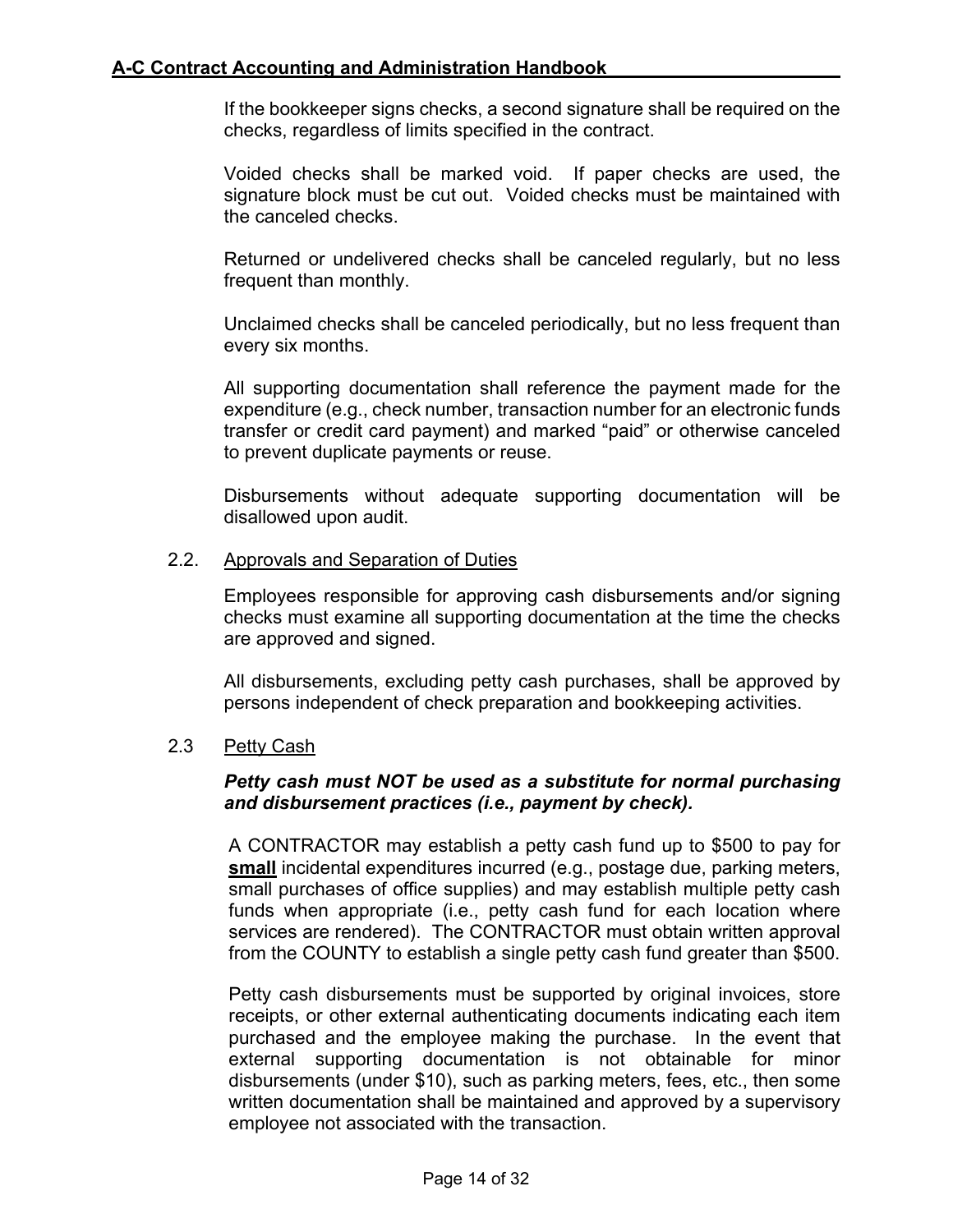If the bookkeeper signs checks, a second signature shall be required on the checks, regardless of limits specified in the contract.

Voided checks shall be marked void. If paper checks are used, the signature block must be cut out. Voided checks must be maintained with the canceled checks.

Returned or undelivered checks shall be canceled regularly, but no less frequent than monthly.

Unclaimed checks shall be canceled periodically, but no less frequent than every six months.

All supporting documentation shall reference the payment made for the expenditure (e.g., check number, transaction number for an electronic funds transfer or credit card payment) and marked "paid" or otherwise canceled to prevent duplicate payments or reuse.

Disbursements without adequate supporting documentation will be disallowed upon audit.

### 2.2. Approvals and Separation of Duties

Employees responsible for approving cash disbursements and/or signing checks must examine all supporting documentation at the time the checks are approved and signed.

All disbursements, excluding petty cash purchases, shall be approved by persons independent of check preparation and bookkeeping activities.

### 2.3 Petty Cash

***Petty cash must NOT be used as a substitute for normal purchasing and disbursement practices (i.e., payment by check).***

A CONTRACTOR may establish a petty cash fund up to $500 to pay for **small** incidental expenditures incurred (e.g., postage due, parking meters, small purchases of office supplies) and may establish multiple petty cash funds when appropriate (i.e., petty cash fund for each location where services are rendered). The CONTRACTOR must obtain written approval from the COUNTY to establish a single petty cash fund greater than $500.

Petty cash disbursements must be supported by original invoices, store receipts, or other external authenticating documents indicating each item purchased and the employee making the purchase. In the event that external supporting documentation is not obtainable for minor disbursements (under $10), such as parking meters, fees, etc., then some written documentation shall be maintained and approved by a supervisory employee not associated with the transaction.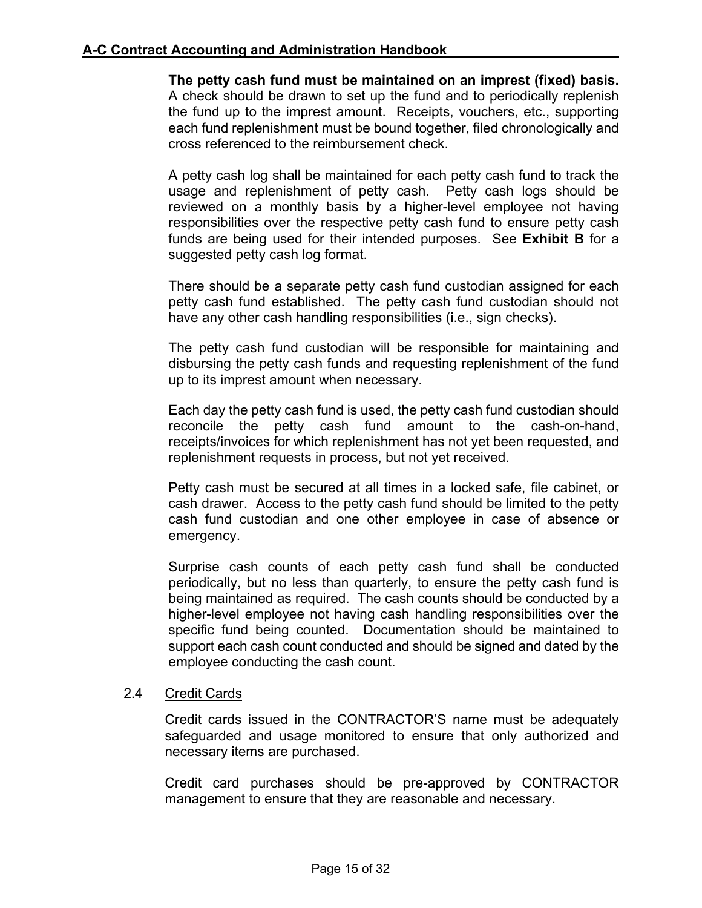**The petty cash fund must be maintained on an imprest (fixed) basis.** A check should be drawn to set up the fund and to periodically replenish the fund up to the imprest amount. Receipts, vouchers, etc., supporting each fund replenishment must be bound together, filed chronologically and cross referenced to the reimbursement check.

A petty cash log shall be maintained for each petty cash fund to track the usage and replenishment of petty cash. Petty cash logs should be reviewed on a monthly basis by a higher-level employee not having responsibilities over the respective petty cash fund to ensure petty cash funds are being used for their intended purposes. See **Exhibit B** for a suggested petty cash log format.

There should be a separate petty cash fund custodian assigned for each petty cash fund established. The petty cash fund custodian should not have any other cash handling responsibilities (i.e., sign checks).

The petty cash fund custodian will be responsible for maintaining and disbursing the petty cash funds and requesting replenishment of the fund up to its imprest amount when necessary.

Each day the petty cash fund is used, the petty cash fund custodian should reconcile the petty cash fund amount to the cash-on-hand, receipts/invoices for which replenishment has not yet been requested, and replenishment requests in process, but not yet received.

Petty cash must be secured at all times in a locked safe, file cabinet, or cash drawer. Access to the petty cash fund should be limited to the petty cash fund custodian and one other employee in case of absence or emergency.

Surprise cash counts of each petty cash fund shall be conducted periodically, but no less than quarterly, to ensure the petty cash fund is being maintained as required. The cash counts should be conducted by a higher-level employee not having cash handling responsibilities over the specific fund being counted. Documentation should be maintained to support each cash count conducted and should be signed and dated by the employee conducting the cash count.

### 2.4 Credit Cards

Credit cards issued in the CONTRACTOR'S name must be adequately safeguarded and usage monitored to ensure that only authorized and necessary items are purchased.

Credit card purchases should be pre-approved by CONTRACTOR management to ensure that they are reasonable and necessary.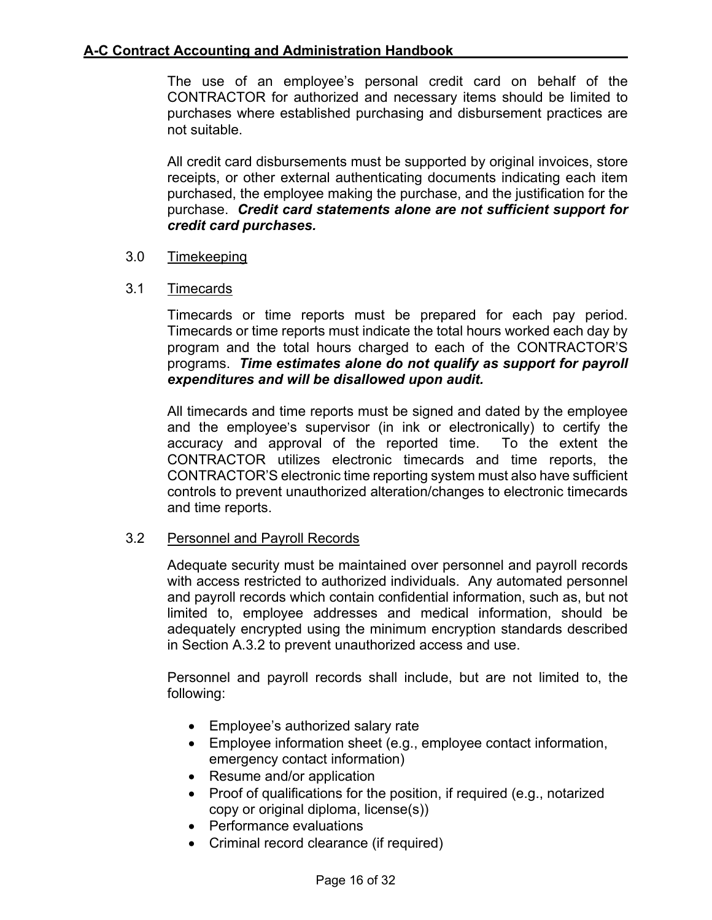The use of an employee's personal credit card on behalf of the CONTRACTOR for authorized and necessary items should be limited to purchases where established purchasing and disbursement practices are not suitable.

All credit card disbursements must be supported by original invoices, store receipts, or other external authenticating documents indicating each item purchased, the employee making the purchase, and the justification for the purchase. ***Credit card statements alone are not sufficient support for credit card purchases.***

## 3.0 Timekeeping

### 3.1 Timecards

Timecards or time reports must be prepared for each pay period. Timecards or time reports must indicate the total hours worked each day by program and the total hours charged to each of the CONTRACTOR'S programs. ***Time estimates alone do not qualify as support for payroll expenditures and will be disallowed upon audit.***

All timecards and time reports must be signed and dated by the employee and the employee's supervisor (in ink or electronically) to certify the accuracy and approval of the reported time. To the extent the CONTRACTOR utilizes electronic timecards and time reports, the CONTRACTOR'S electronic time reporting system must also have sufficient controls to prevent unauthorized alteration/changes to electronic timecards and time reports.

### 3.2 Personnel and Payroll Records

Adequate security must be maintained over personnel and payroll records with access restricted to authorized individuals. Any automated personnel and payroll records which contain confidential information, such as, but not limited to, employee addresses and medical information, should be adequately encrypted using the minimum encryption standards described in Section A.3.2 to prevent unauthorized access and use.

Personnel and payroll records shall include, but are not limited to, the following:

- Employee's authorized salary rate
- Employee information sheet (e.g., employee contact information, emergency contact information)
- Resume and/or application
- Proof of qualifications for the position, if required (e.g., notarized copy or original diploma, license(s))
- Performance evaluations
- Criminal record clearance (if required)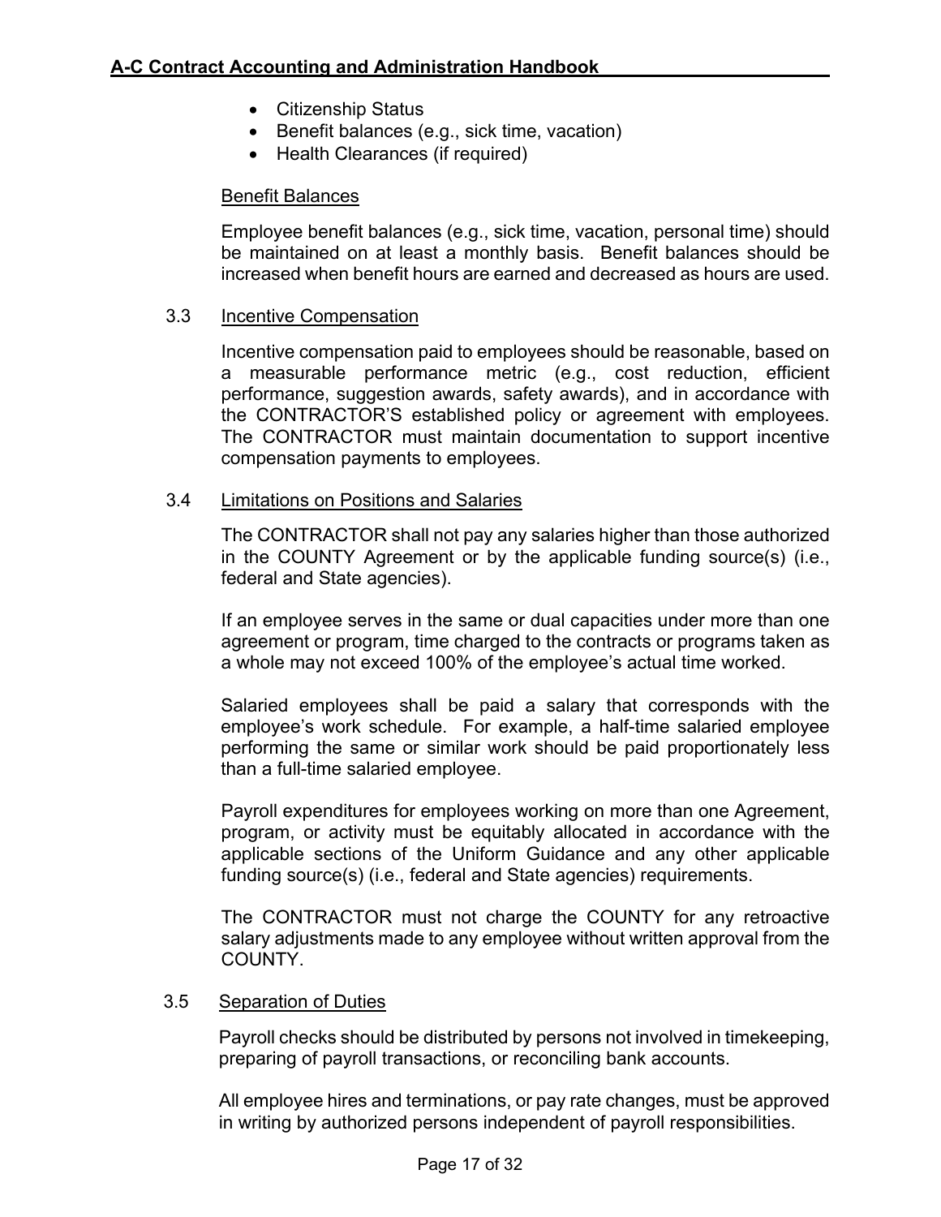- Citizenship Status
- Benefit balances (e.g., sick time, vacation)
- Health Clearances (if required)

Benefit Balances

Employee benefit balances (e.g., sick time, vacation, personal time) should be maintained on at least a monthly basis. Benefit balances should be increased when benefit hours are earned and decreased as hours are used.

### 3.3 Incentive Compensation

Incentive compensation paid to employees should be reasonable, based on a measurable performance metric (e.g., cost reduction, efficient performance, suggestion awards, safety awards), and in accordance with the CONTRACTOR'S established policy or agreement with employees. The CONTRACTOR must maintain documentation to support incentive compensation payments to employees.

### 3.4 Limitations on Positions and Salaries

The CONTRACTOR shall not pay any salaries higher than those authorized in the COUNTY Agreement or by the applicable funding source(s) (i.e., federal and State agencies).

If an employee serves in the same or dual capacities under more than one agreement or program, time charged to the contracts or programs taken as a whole may not exceed 100% of the employee's actual time worked.

Salaried employees shall be paid a salary that corresponds with the employee's work schedule. For example, a half-time salaried employee performing the same or similar work should be paid proportionately less than a full-time salaried employee.

Payroll expenditures for employees working on more than one Agreement, program, or activity must be equitably allocated in accordance with the applicable sections of the Uniform Guidance and any other applicable funding source(s) (i.e., federal and State agencies) requirements.

The CONTRACTOR must not charge the COUNTY for any retroactive salary adjustments made to any employee without written approval from the COUNTY.

### 3.5 Separation of Duties

Payroll checks should be distributed by persons not involved in timekeeping, preparing of payroll transactions, or reconciling bank accounts.

All employee hires and terminations, or pay rate changes, must be approved in writing by authorized persons independent of payroll responsibilities.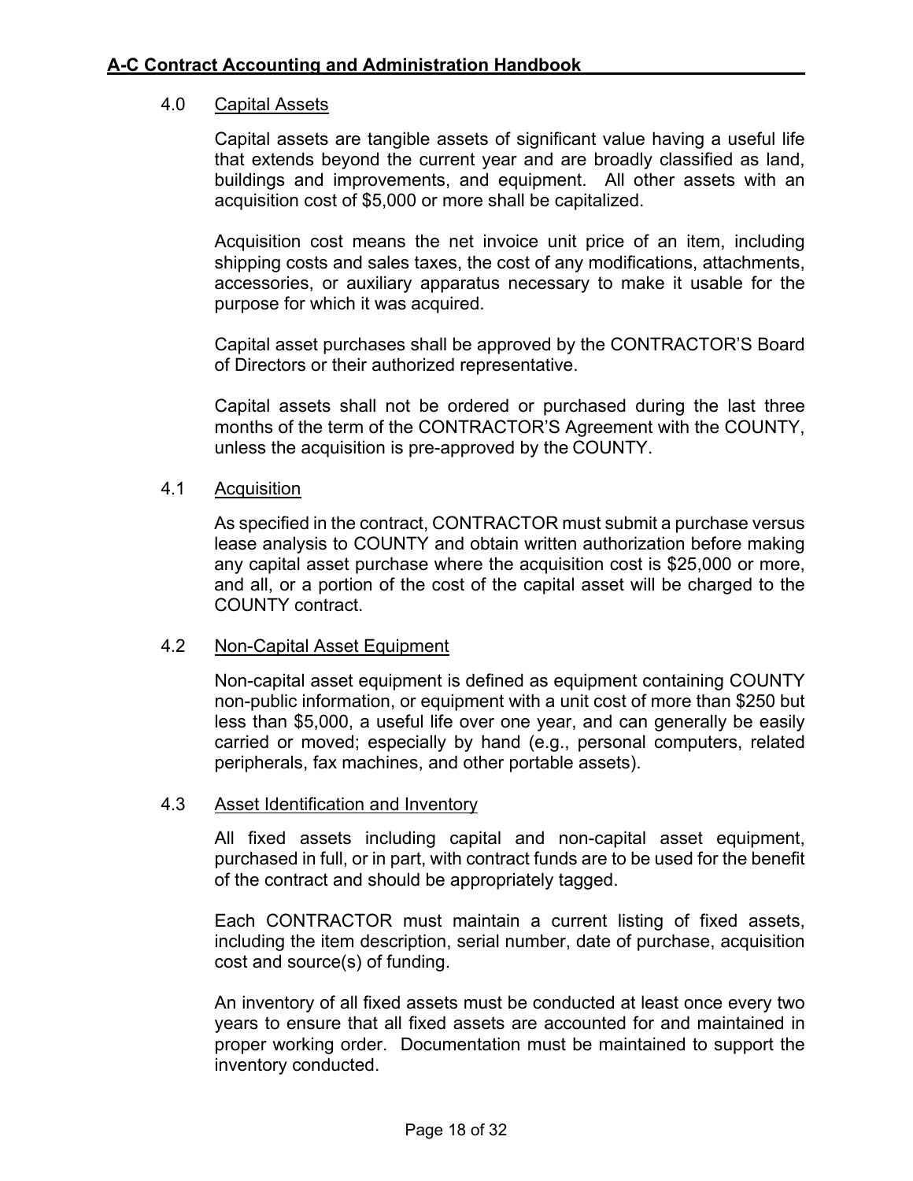## 4.0 Capital Assets

Capital assets are tangible assets of significant value having a useful life that extends beyond the current year and are broadly classified as land, buildings and improvements, and equipment. All other assets with an acquisition cost of $5,000 or more shall be capitalized.

Acquisition cost means the net invoice unit price of an item, including shipping costs and sales taxes, the cost of any modifications, attachments, accessories, or auxiliary apparatus necessary to make it usable for the purpose for which it was acquired.

Capital asset purchases shall be approved by the CONTRACTOR'S Board of Directors or their authorized representative.

Capital assets shall not be ordered or purchased during the last three months of the term of the CONTRACTOR'S Agreement with the COUNTY, unless the acquisition is pre-approved by the COUNTY.

### 4.1 Acquisition

As specified in the contract, CONTRACTOR must submit a purchase versus lease analysis to COUNTY and obtain written authorization before making any capital asset purchase where the acquisition cost is $25,000 or more, and all, or a portion of the cost of the capital asset will be charged to the COUNTY contract.

### 4.2 Non-Capital Asset Equipment

Non-capital asset equipment is defined as equipment containing COUNTY non-public information, or equipment with a unit cost of more than $250 but less than $5,000, a useful life over one year, and can generally be easily carried or moved; especially by hand (e.g., personal computers, related peripherals, fax machines, and other portable assets).

### 4.3 Asset Identification and Inventory

All fixed assets including capital and non-capital asset equipment, purchased in full, or in part, with contract funds are to be used for the benefit of the contract and should be appropriately tagged.

Each CONTRACTOR must maintain a current listing of fixed assets, including the item description, serial number, date of purchase, acquisition cost and source(s) of funding.

An inventory of all fixed assets must be conducted at least once every two years to ensure that all fixed assets are accounted for and maintained in proper working order. Documentation must be maintained to support the inventory conducted.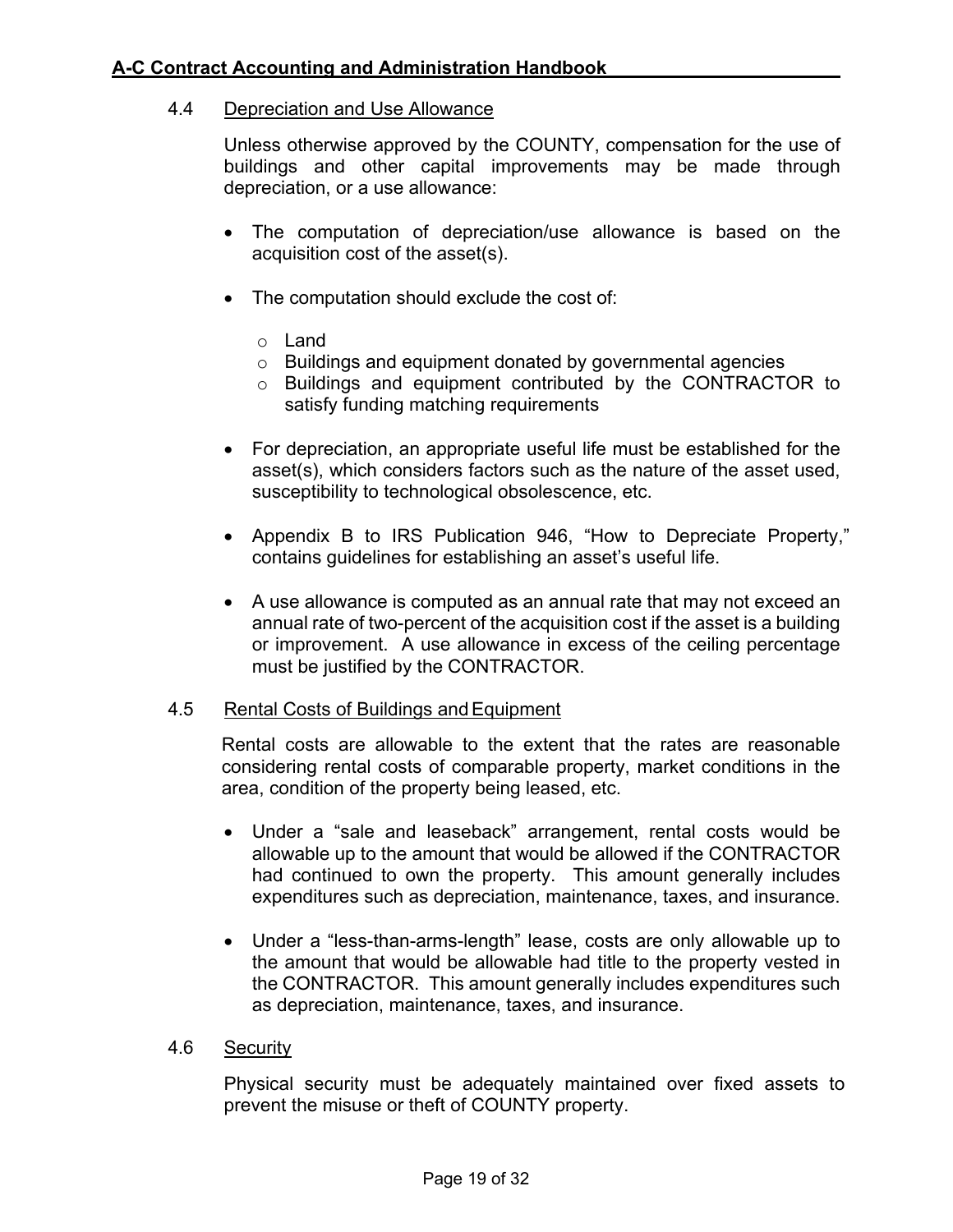### 4.4 Depreciation and Use Allowance

Unless otherwise approved by the COUNTY, compensation for the use of buildings and other capital improvements may be made through depreciation, or a use allowance:

- The computation of depreciation/use allowance is based on the acquisition cost of the asset(s).
- The computation should exclude the cost of:
  - Land
  - Buildings and equipment donated by governmental agencies
  - Buildings and equipment contributed by the CONTRACTOR to satisfy funding matching requirements
- For depreciation, an appropriate useful life must be established for the asset(s), which considers factors such as the nature of the asset used, susceptibility to technological obsolescence, etc.
- Appendix B to IRS Publication 946, "How to Depreciate Property," contains guidelines for establishing an asset's useful life.
- A use allowance is computed as an annual rate that may not exceed an annual rate of two-percent of the acquisition cost if the asset is a building or improvement. A use allowance in excess of the ceiling percentage must be justified by the CONTRACTOR.

### 4.5 Rental Costs of Buildings and Equipment

Rental costs are allowable to the extent that the rates are reasonable considering rental costs of comparable property, market conditions in the area, condition of the property being leased, etc.

- Under a "sale and leaseback" arrangement, rental costs would be allowable up to the amount that would be allowed if the CONTRACTOR had continued to own the property. This amount generally includes expenditures such as depreciation, maintenance, taxes, and insurance.
- Under a "less-than-arms-length" lease, costs are only allowable up to the amount that would be allowable had title to the property vested in the CONTRACTOR. This amount generally includes expenditures such as depreciation, maintenance, taxes, and insurance.

### 4.6 Security

Physical security must be adequately maintained over fixed assets to prevent the misuse or theft of COUNTY property.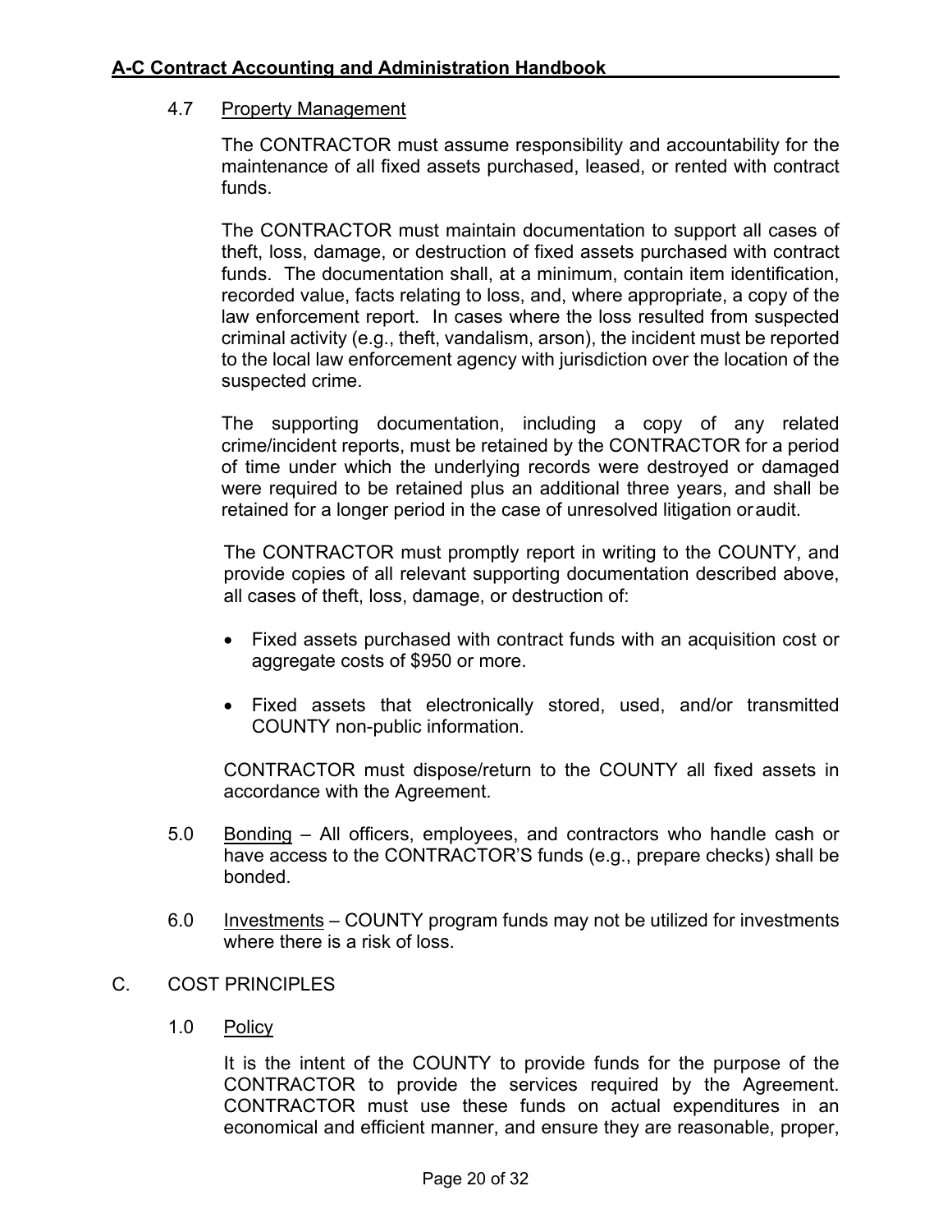#### 4.7 Property Management

The CONTRACTOR must assume responsibility and accountability for the maintenance of all fixed assets purchased, leased, or rented with contract funds.

The CONTRACTOR must maintain documentation to support all cases of theft, loss, damage, or destruction of fixed assets purchased with contract funds. The documentation shall, at a minimum, contain item identification, recorded value, facts relating to loss, and, where appropriate, a copy of the law enforcement report. In cases where the loss resulted from suspected criminal activity (e.g., theft, vandalism, arson), the incident must be reported to the local law enforcement agency with jurisdiction over the location of the suspected crime.

The supporting documentation, including a copy of any related crime/incident reports, must be retained by the CONTRACTOR for a period of time under which the underlying records were destroyed or damaged were required to be retained plus an additional three years, and shall be retained for a longer period in the case of unresolved litigation or audit.

The CONTRACTOR must promptly report in writing to the COUNTY, and provide copies of all relevant supporting documentation described above, all cases of theft, loss, damage, or destruction of:

- Fixed assets purchased with contract funds with an acquisition cost or aggregate costs of $950 or more.
- Fixed assets that electronically stored, used, and/or transmitted COUNTY non-public information.

CONTRACTOR must dispose/return to the COUNTY all fixed assets in accordance with the Agreement.

5.0 Bonding – All officers, employees, and contractors who handle cash or have access to the CONTRACTOR'S funds (e.g., prepare checks) shall be bonded.

6.0 Investments – COUNTY program funds may not be utilized for investments where there is a risk of loss.

## C. COST PRINCIPLES

### 1.0 Policy

It is the intent of the COUNTY to provide funds for the purpose of the CONTRACTOR to provide the services required by the Agreement. CONTRACTOR must use these funds on actual expenditures in an economical and efficient manner, and ensure they are reasonable, proper,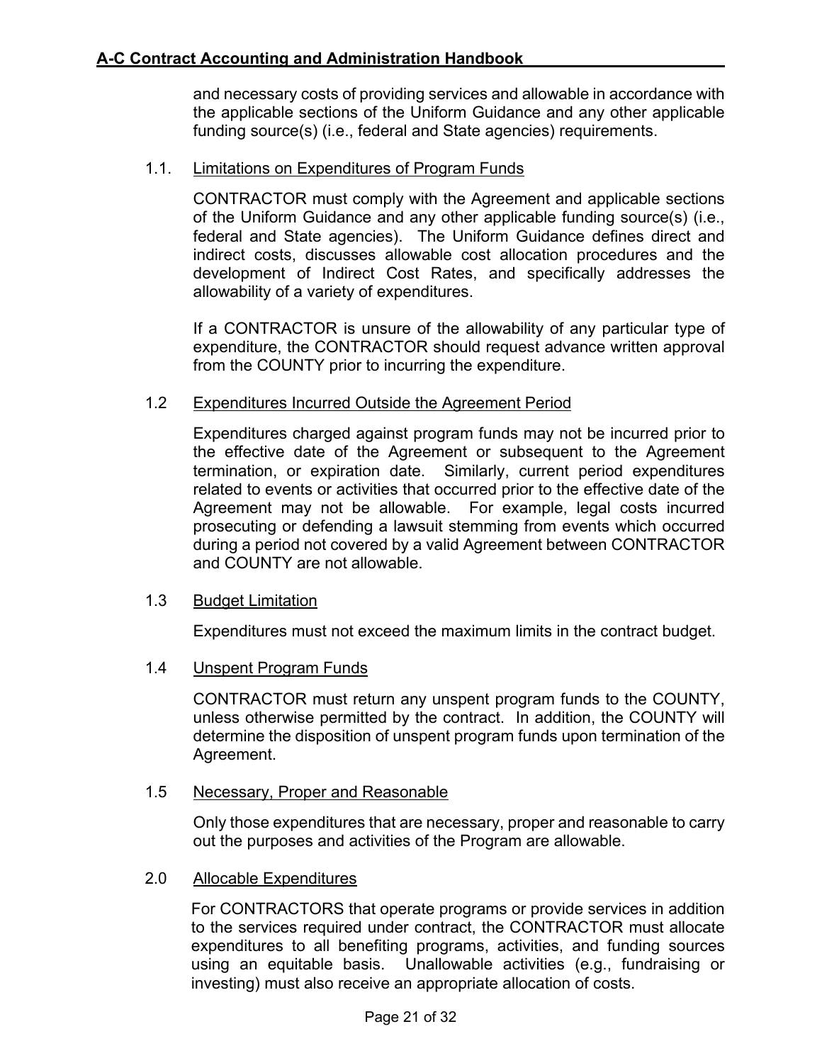and necessary costs of providing services and allowable in accordance with the applicable sections of the Uniform Guidance and any other applicable funding source(s) (i.e., federal and State agencies) requirements.

### 1.1. Limitations on Expenditures of Program Funds

CONTRACTOR must comply with the Agreement and applicable sections of the Uniform Guidance and any other applicable funding source(s) (i.e., federal and State agencies). The Uniform Guidance defines direct and indirect costs, discusses allowable cost allocation procedures and the development of Indirect Cost Rates, and specifically addresses the allowability of a variety of expenditures.

If a CONTRACTOR is unsure of the allowability of any particular type of expenditure, the CONTRACTOR should request advance written approval from the COUNTY prior to incurring the expenditure.

### 1.2 Expenditures Incurred Outside the Agreement Period

Expenditures charged against program funds may not be incurred prior to the effective date of the Agreement or subsequent to the Agreement termination, or expiration date. Similarly, current period expenditures related to events or activities that occurred prior to the effective date of the Agreement may not be allowable. For example, legal costs incurred prosecuting or defending a lawsuit stemming from events which occurred during a period not covered by a valid Agreement between CONTRACTOR and COUNTY are not allowable.

### 1.3 Budget Limitation

Expenditures must not exceed the maximum limits in the contract budget.

### 1.4 Unspent Program Funds

CONTRACTOR must return any unspent program funds to the COUNTY, unless otherwise permitted by the contract. In addition, the COUNTY will determine the disposition of unspent program funds upon termination of the Agreement.

### 1.5 Necessary, Proper and Reasonable

Only those expenditures that are necessary, proper and reasonable to carry out the purposes and activities of the Program are allowable.

## 2.0 Allocable Expenditures

For CONTRACTORS that operate programs or provide services in addition to the services required under contract, the CONTRACTOR must allocate expenditures to all benefiting programs, activities, and funding sources using an equitable basis. Unallowable activities (e.g., fundraising or investing) must also receive an appropriate allocation of costs.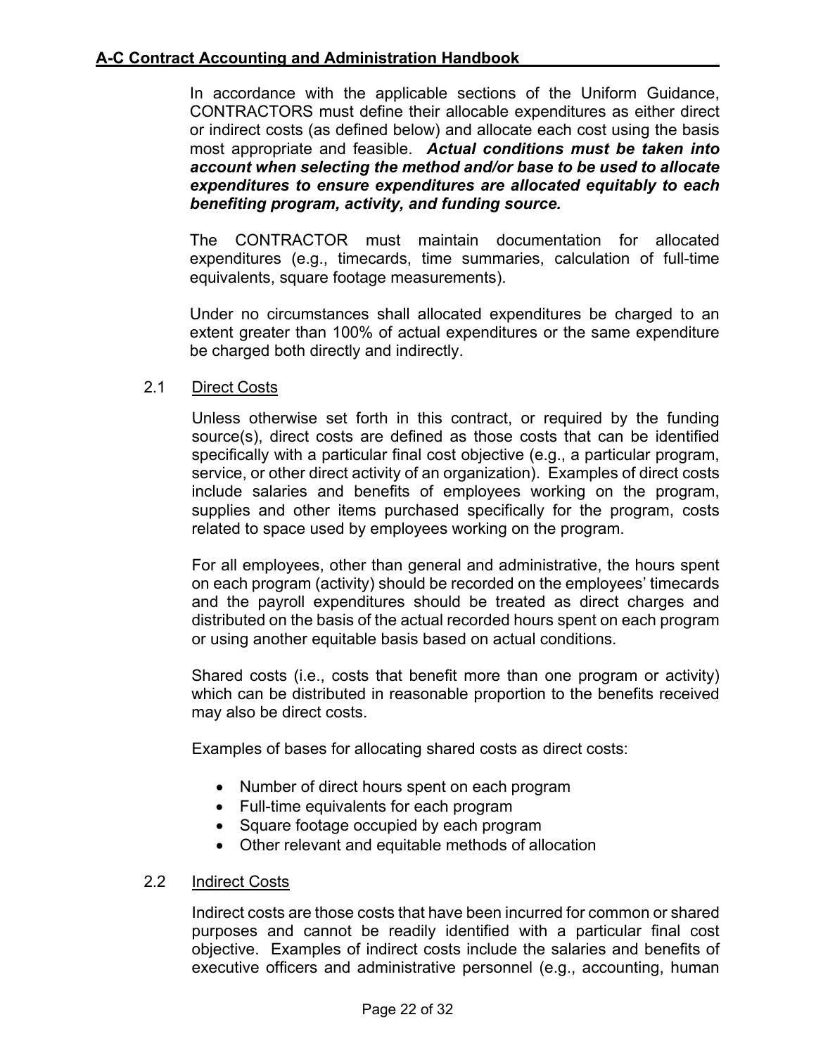In accordance with the applicable sections of the Uniform Guidance, CONTRACTORS must define their allocable expenditures as either direct or indirect costs (as defined below) and allocate each cost using the basis most appropriate and feasible. ***Actual conditions must be taken into account when selecting the method and/or base to be used to allocate expenditures to ensure expenditures are allocated equitably to each benefiting program, activity, and funding source.***

The CONTRACTOR must maintain documentation for allocated expenditures (e.g., timecards, time summaries, calculation of full-time equivalents, square footage measurements).

Under no circumstances shall allocated expenditures be charged to an extent greater than 100% of actual expenditures or the same expenditure be charged both directly and indirectly.

### 2.1 Direct Costs

Unless otherwise set forth in this contract, or required by the funding source(s), direct costs are defined as those costs that can be identified specifically with a particular final cost objective (e.g., a particular program, service, or other direct activity of an organization). Examples of direct costs include salaries and benefits of employees working on the program, supplies and other items purchased specifically for the program, costs related to space used by employees working on the program.

For all employees, other than general and administrative, the hours spent on each program (activity) should be recorded on the employees' timecards and the payroll expenditures should be treated as direct charges and distributed on the basis of the actual recorded hours spent on each program or using another equitable basis based on actual conditions.

Shared costs (i.e., costs that benefit more than one program or activity) which can be distributed in reasonable proportion to the benefits received may also be direct costs.

Examples of bases for allocating shared costs as direct costs:

- Number of direct hours spent on each program
- Full-time equivalents for each program
- Square footage occupied by each program
- Other relevant and equitable methods of allocation

### 2.2 Indirect Costs

Indirect costs are those costs that have been incurred for common or shared purposes and cannot be readily identified with a particular final cost objective. Examples of indirect costs include the salaries and benefits of executive officers and administrative personnel (e.g., accounting, human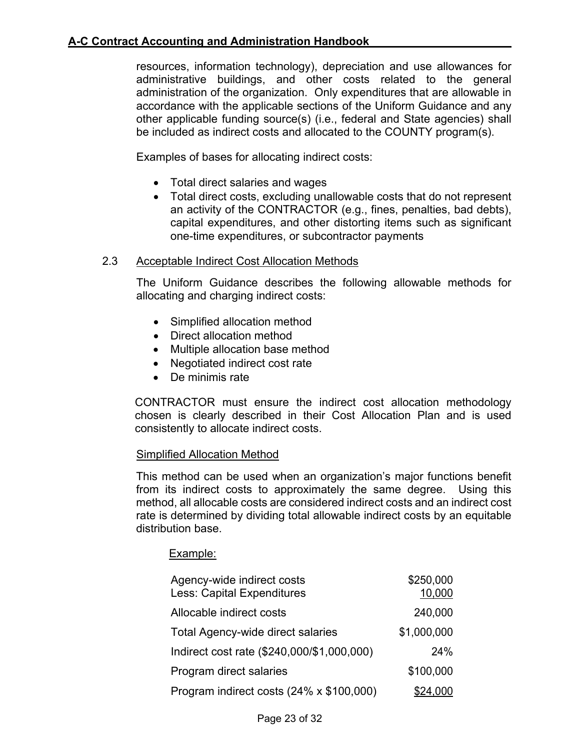resources, information technology), depreciation and use allowances for administrative buildings, and other costs related to the general administration of the organization. Only expenditures that are allowable in accordance with the applicable sections of the Uniform Guidance and any other applicable funding source(s) (i.e., federal and State agencies) shall be included as indirect costs and allocated to the COUNTY program(s).

Examples of bases for allocating indirect costs:

- Total direct salaries and wages
- Total direct costs, excluding unallowable costs that do not represent an activity of the CONTRACTOR (e.g., fines, penalties, bad debts), capital expenditures, and other distorting items such as significant one-time expenditures, or subcontractor payments

### 2.3 Acceptable Indirect Cost Allocation Methods

The Uniform Guidance describes the following allowable methods for allocating and charging indirect costs:

- Simplified allocation method
- Direct allocation method
- Multiple allocation base method
- Negotiated indirect cost rate
- De minimis rate

CONTRACTOR must ensure the indirect cost allocation methodology chosen is clearly described in their Cost Allocation Plan and is used consistently to allocate indirect costs.

#### Simplified Allocation Method

This method can be used when an organization's major functions benefit from its indirect costs to approximately the same degree. Using this method, all allocable costs are considered indirect costs and an indirect cost rate is determined by dividing total allowable indirect costs by an equitable distribution base.

Example:

| | |
|---|---|
| Agency-wide indirect costs | $250,000 |
| Less: Capital Expenditures | 10,000 |
| Allocable indirect costs | 240,000 |
| Total Agency-wide direct salaries | $1,000,000 |
| Indirect cost rate ($240,000/$1,000,000) | 24% |
| Program direct salaries | $100,000 |
| Program indirect costs (24% x $100,000) | $24,000 |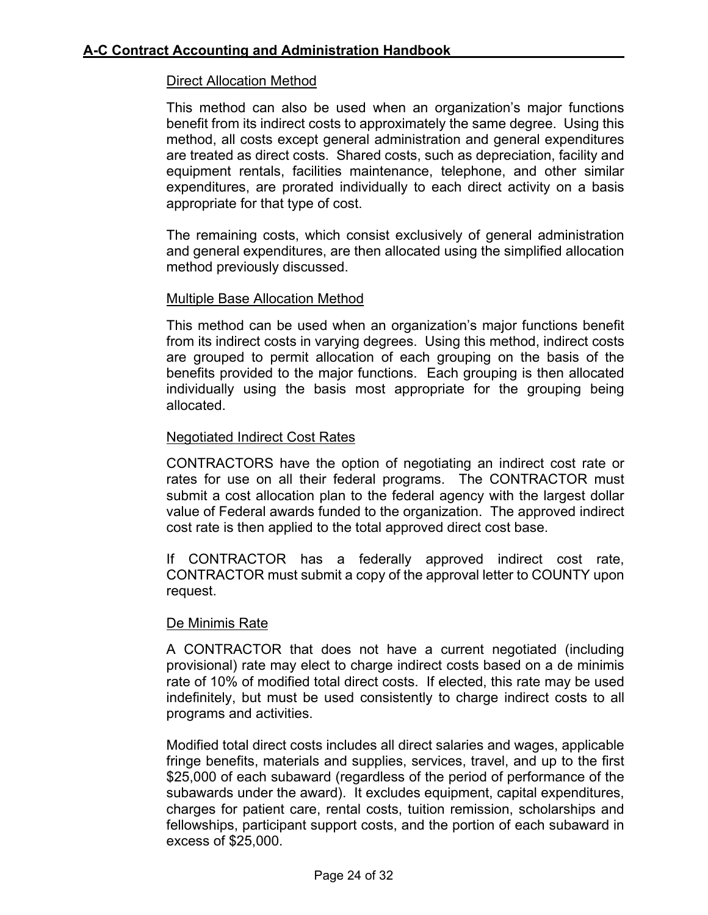#### Direct Allocation Method

This method can also be used when an organization's major functions benefit from its indirect costs to approximately the same degree. Using this method, all costs except general administration and general expenditures are treated as direct costs. Shared costs, such as depreciation, facility and equipment rentals, facilities maintenance, telephone, and other similar expenditures, are prorated individually to each direct activity on a basis appropriate for that type of cost.

The remaining costs, which consist exclusively of general administration and general expenditures, are then allocated using the simplified allocation method previously discussed.

#### Multiple Base Allocation Method

This method can be used when an organization's major functions benefit from its indirect costs in varying degrees. Using this method, indirect costs are grouped to permit allocation of each grouping on the basis of the benefits provided to the major functions. Each grouping is then allocated individually using the basis most appropriate for the grouping being allocated.

#### Negotiated Indirect Cost Rates

CONTRACTORS have the option of negotiating an indirect cost rate or rates for use on all their federal programs. The CONTRACTOR must submit a cost allocation plan to the federal agency with the largest dollar value of Federal awards funded to the organization. The approved indirect cost rate is then applied to the total approved direct cost base.

If CONTRACTOR has a federally approved indirect cost rate, CONTRACTOR must submit a copy of the approval letter to COUNTY upon request.

#### De Minimis Rate

A CONTRACTOR that does not have a current negotiated (including provisional) rate may elect to charge indirect costs based on a de minimis rate of 10% of modified total direct costs. If elected, this rate may be used indefinitely, but must be used consistently to charge indirect costs to all programs and activities.

Modified total direct costs includes all direct salaries and wages, applicable fringe benefits, materials and supplies, services, travel, and up to the first $25,000 of each subaward (regardless of the period of performance of the subawards under the award). It excludes equipment, capital expenditures, charges for patient care, rental costs, tuition remission, scholarships and fellowships, participant support costs, and the portion of each subaward in excess of $25,000.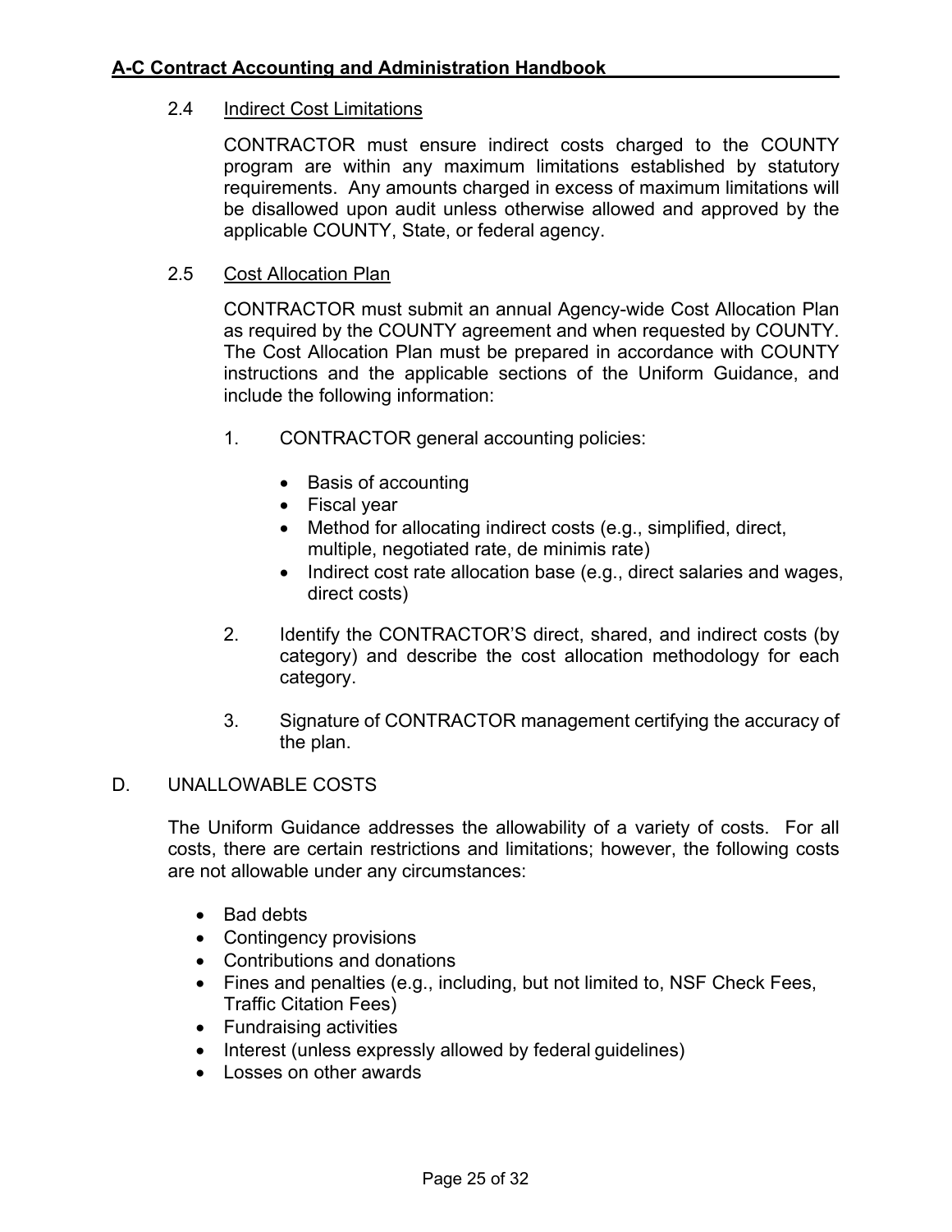#### 2.4 Indirect Cost Limitations

CONTRACTOR must ensure indirect costs charged to the COUNTY program are within any maximum limitations established by statutory requirements. Any amounts charged in excess of maximum limitations will be disallowed upon audit unless otherwise allowed and approved by the applicable COUNTY, State, or federal agency.

#### 2.5 Cost Allocation Plan

CONTRACTOR must submit an annual Agency-wide Cost Allocation Plan as required by the COUNTY agreement and when requested by COUNTY. The Cost Allocation Plan must be prepared in accordance with COUNTY instructions and the applicable sections of the Uniform Guidance, and include the following information:

1. CONTRACTOR general accounting policies:

   - Basis of accounting
   - Fiscal year
   - Method for allocating indirect costs (e.g., simplified, direct, multiple, negotiated rate, de minimis rate)
   - Indirect cost rate allocation base (e.g., direct salaries and wages, direct costs)

2. Identify the CONTRACTOR'S direct, shared, and indirect costs (by category) and describe the cost allocation methodology for each category.

3. Signature of CONTRACTOR management certifying the accuracy of the plan.

## D. UNALLOWABLE COSTS

The Uniform Guidance addresses the allowability of a variety of costs. For all costs, there are certain restrictions and limitations; however, the following costs are not allowable under any circumstances:

- Bad debts
- Contingency provisions
- Contributions and donations
- Fines and penalties (e.g., including, but not limited to, NSF Check Fees, Traffic Citation Fees)
- Fundraising activities
- Interest (unless expressly allowed by federal guidelines)
- Losses on other awards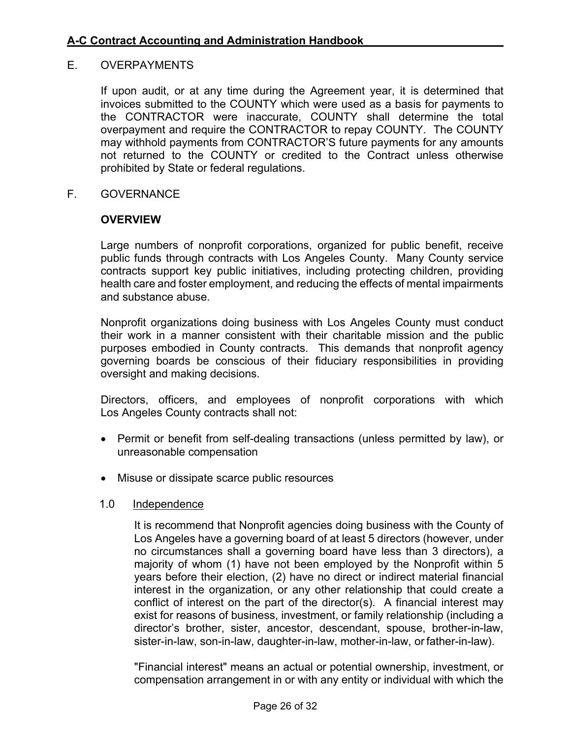## E. OVERPAYMENTS

If upon audit, or at any time during the Agreement year, it is determined that invoices submitted to the COUNTY which were used as a basis for payments to the CONTRACTOR were inaccurate, COUNTY shall determine the total overpayment and require the CONTRACTOR to repay COUNTY. The COUNTY may withhold payments from CONTRACTOR'S future payments for any amounts not returned to the COUNTY or credited to the Contract unless otherwise prohibited by State or federal regulations.

## F. GOVERNANCE

### OVERVIEW

Large numbers of nonprofit corporations, organized for public benefit, receive public funds through contracts with Los Angeles County. Many County service contracts support key public initiatives, including protecting children, providing health care and foster employment, and reducing the effects of mental impairments and substance abuse.

Nonprofit organizations doing business with Los Angeles County must conduct their work in a manner consistent with their charitable mission and the public purposes embodied in County contracts. This demands that nonprofit agency governing boards be conscious of their fiduciary responsibilities in providing oversight and making decisions.

Directors, officers, and employees of nonprofit corporations with which Los Angeles County contracts shall not:

- Permit or benefit from self-dealing transactions (unless permitted by law), or unreasonable compensation
- Misuse or dissipate scarce public resources

#### 1.0 Independence

It is recommend that Nonprofit agencies doing business with the County of Los Angeles have a governing board of at least 5 directors (however, under no circumstances shall a governing board have less than 3 directors), a majority of whom (1) have not been employed by the Nonprofit within 5 years before their election, (2) have no direct or indirect material financial interest in the organization, or any other relationship that could create a conflict of interest on the part of the director(s). A financial interest may exist for reasons of business, investment, or family relationship (including a director's brother, sister, ancestor, descendant, spouse, brother-in-law, sister-in-law, son-in-law, daughter-in-law, mother-in-law, or father-in-law).

"Financial interest" means an actual or potential ownership, investment, or compensation arrangement in or with any entity or individual with which the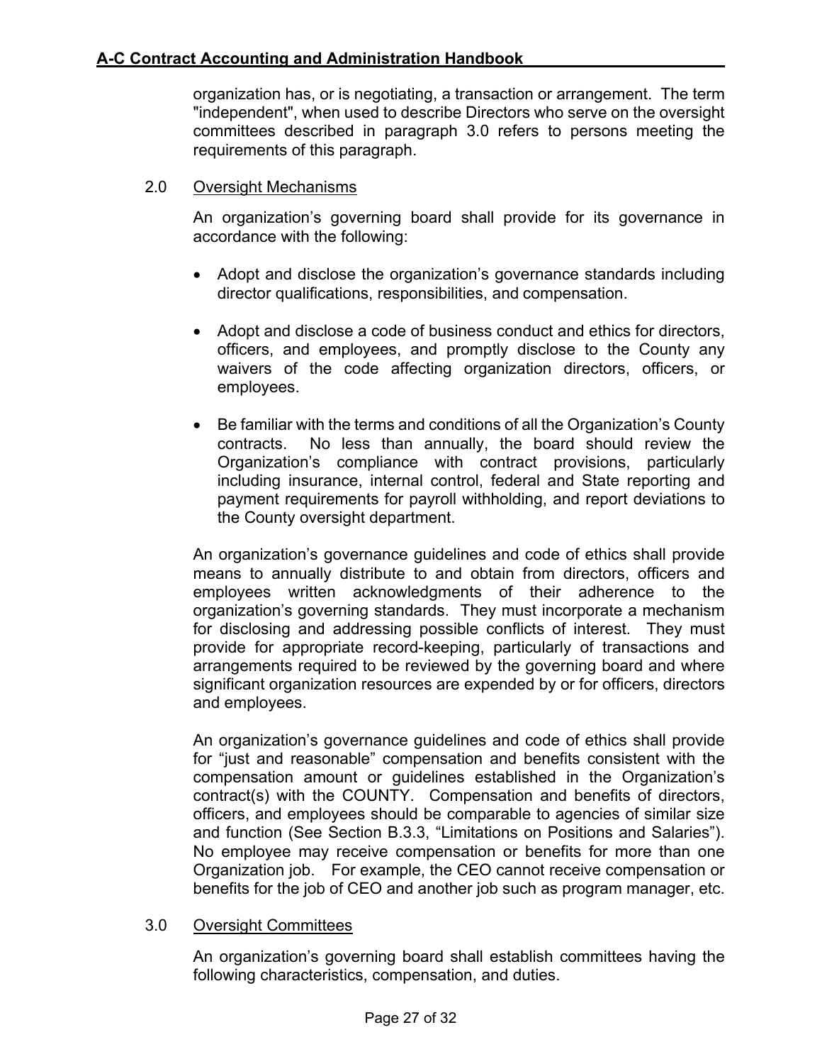organization has, or is negotiating, a transaction or arrangement. The term "independent", when used to describe Directors who serve on the oversight committees described in paragraph 3.0 refers to persons meeting the requirements of this paragraph.

2.0 Oversight Mechanisms

An organization's governing board shall provide for its governance in accordance with the following:

- Adopt and disclose the organization's governance standards including director qualifications, responsibilities, and compensation.
- Adopt and disclose a code of business conduct and ethics for directors, officers, and employees, and promptly disclose to the County any waivers of the code affecting organization directors, officers, or employees.
- Be familiar with the terms and conditions of all the Organization's County contracts. No less than annually, the board should review the Organization's compliance with contract provisions, particularly including insurance, internal control, federal and State reporting and payment requirements for payroll withholding, and report deviations to the County oversight department.

An organization's governance guidelines and code of ethics shall provide means to annually distribute to and obtain from directors, officers and employees written acknowledgments of their adherence to the organization's governing standards. They must incorporate a mechanism for disclosing and addressing possible conflicts of interest. They must provide for appropriate record-keeping, particularly of transactions and arrangements required to be reviewed by the governing board and where significant organization resources are expended by or for officers, directors and employees.

An organization's governance guidelines and code of ethics shall provide for "just and reasonable" compensation and benefits consistent with the compensation amount or guidelines established in the Organization's contract(s) with the COUNTY. Compensation and benefits of directors, officers, and employees should be comparable to agencies of similar size and function (See Section B.3.3, "Limitations on Positions and Salaries"). No employee may receive compensation or benefits for more than one Organization job. For example, the CEO cannot receive compensation or benefits for the job of CEO and another job such as program manager, etc.

3.0 Oversight Committees

An organization's governing board shall establish committees having the following characteristics, compensation, and duties.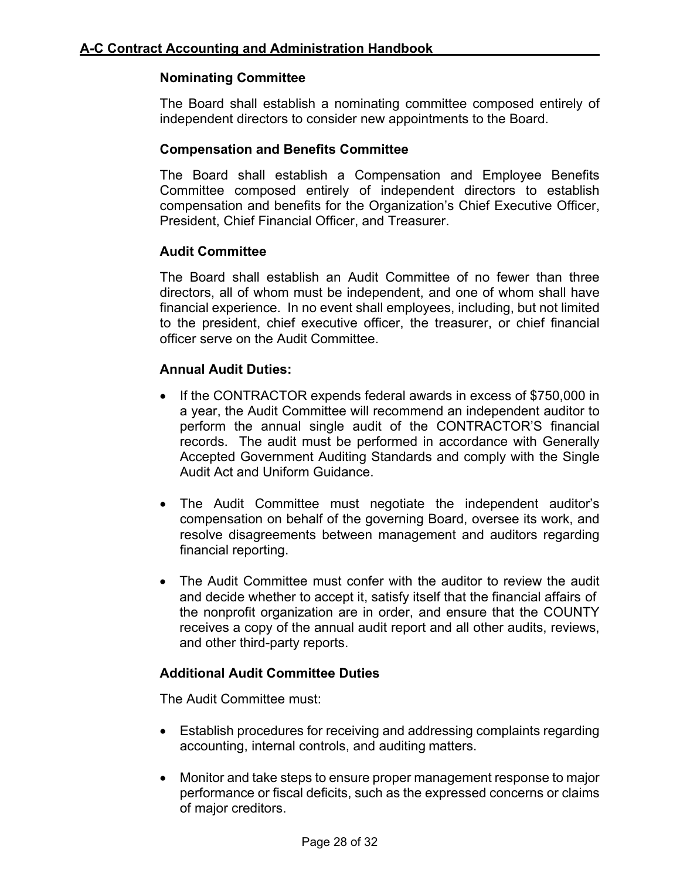### Nominating Committee

The Board shall establish a nominating committee composed entirely of independent directors to consider new appointments to the Board.

### Compensation and Benefits Committee

The Board shall establish a Compensation and Employee Benefits Committee composed entirely of independent directors to establish compensation and benefits for the Organization's Chief Executive Officer, President, Chief Financial Officer, and Treasurer.

### Audit Committee

The Board shall establish an Audit Committee of no fewer than three directors, all of whom must be independent, and one of whom shall have financial experience. In no event shall employees, including, but not limited to the president, chief executive officer, the treasurer, or chief financial officer serve on the Audit Committee.

### Annual Audit Duties:

- If the CONTRACTOR expends federal awards in excess of $750,000 in a year, the Audit Committee will recommend an independent auditor to perform the annual single audit of the CONTRACTOR'S financial records. The audit must be performed in accordance with Generally Accepted Government Auditing Standards and comply with the Single Audit Act and Uniform Guidance.

- The Audit Committee must negotiate the independent auditor's compensation on behalf of the governing Board, oversee its work, and resolve disagreements between management and auditors regarding financial reporting.

- The Audit Committee must confer with the auditor to review the audit and decide whether to accept it, satisfy itself that the financial affairs of the nonprofit organization are in order, and ensure that the COUNTY receives a copy of the annual audit report and all other audits, reviews, and other third-party reports.

### Additional Audit Committee Duties

The Audit Committee must:

- Establish procedures for receiving and addressing complaints regarding accounting, internal controls, and auditing matters.

- Monitor and take steps to ensure proper management response to major performance or fiscal deficits, such as the expressed concerns or claims of major creditors.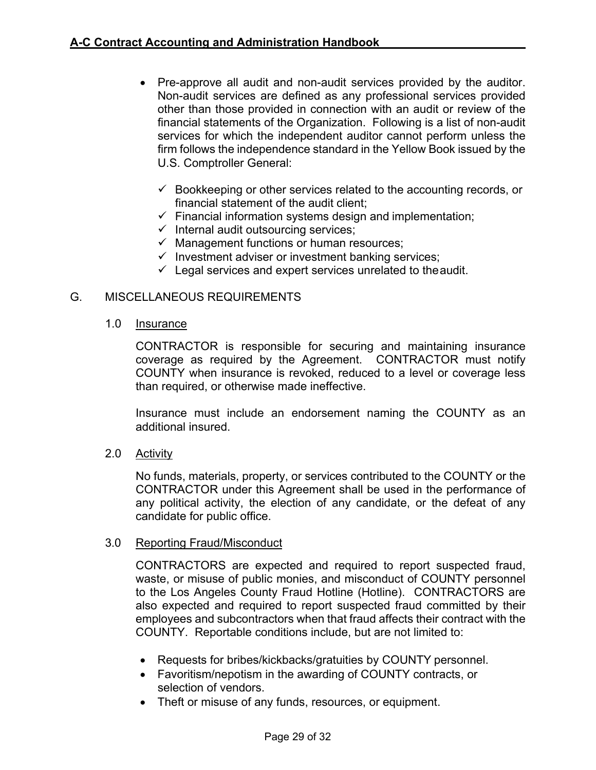- Pre-approve all audit and non-audit services provided by the auditor. Non-audit services are defined as any professional services provided other than those provided in connection with an audit or review of the financial statements of the Organization. Following is a list of non-audit services for which the independent auditor cannot perform unless the firm follows the independence standard in the Yellow Book issued by the U.S. Comptroller General:

  - ✓ Bookkeeping or other services related to the accounting records, or financial statement of the audit client;
  - ✓ Financial information systems design and implementation;
  - ✓ Internal audit outsourcing services;
  - ✓ Management functions or human resources;
  - ✓ Investment adviser or investment banking services;
  - ✓ Legal services and expert services unrelated to the audit.

## G. MISCELLANEOUS REQUIREMENTS

### 1.0 Insurance

CONTRACTOR is responsible for securing and maintaining insurance coverage as required by the Agreement. CONTRACTOR must notify COUNTY when insurance is revoked, reduced to a level or coverage less than required, or otherwise made ineffective.

Insurance must include an endorsement naming the COUNTY as an additional insured.

### 2.0 Activity

No funds, materials, property, or services contributed to the COUNTY or the CONTRACTOR under this Agreement shall be used in the performance of any political activity, the election of any candidate, or the defeat of any candidate for public office.

### 3.0 Reporting Fraud/Misconduct

CONTRACTORS are expected and required to report suspected fraud, waste, or misuse of public monies, and misconduct of COUNTY personnel to the Los Angeles County Fraud Hotline (Hotline). CONTRACTORS are also expected and required to report suspected fraud committed by their employees and subcontractors when that fraud affects their contract with the COUNTY. Reportable conditions include, but are not limited to:

- Requests for bribes/kickbacks/gratuities by COUNTY personnel.
- Favoritism/nepotism in the awarding of COUNTY contracts, or selection of vendors.
- Theft or misuse of any funds, resources, or equipment.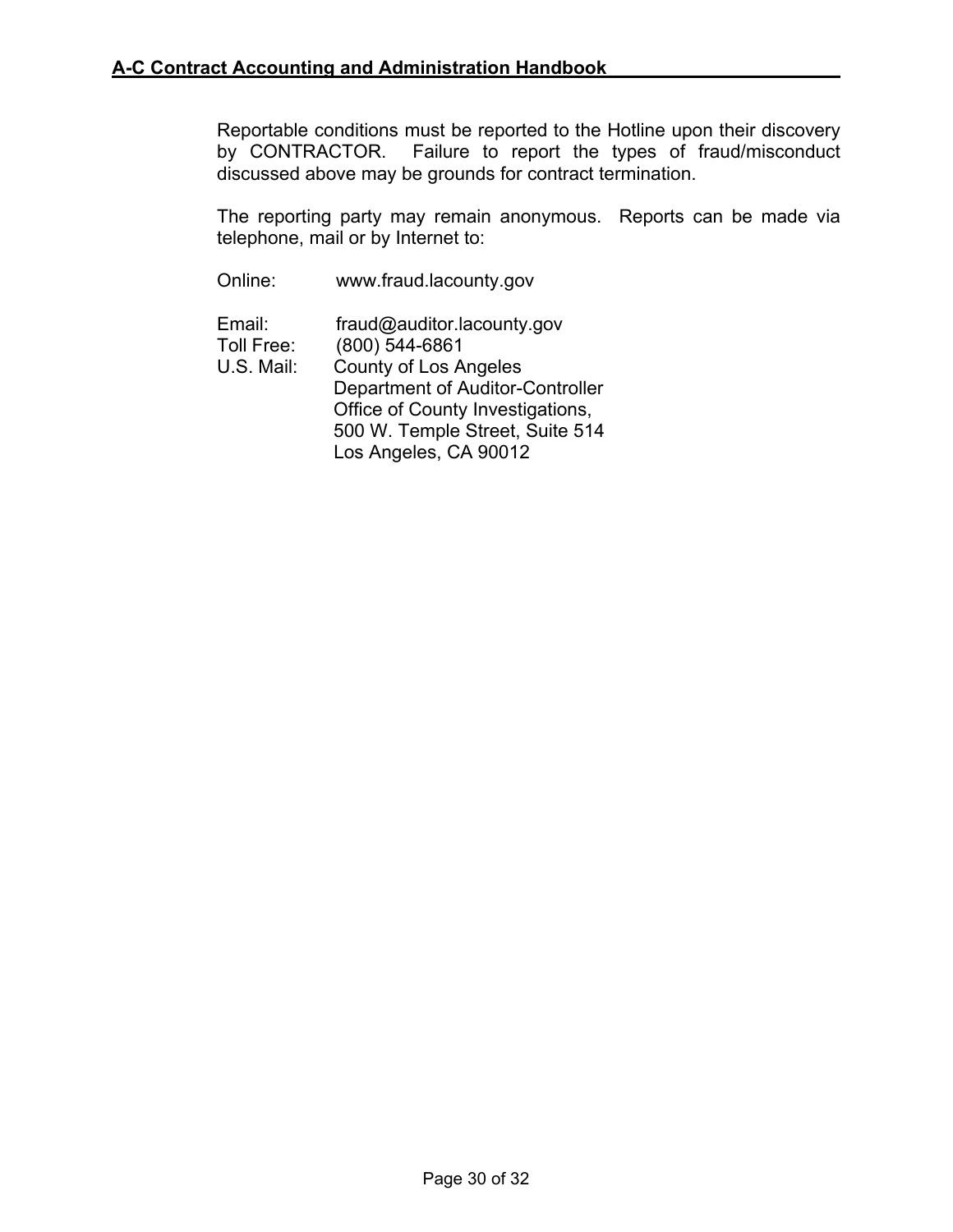Reportable conditions must be reported to the Hotline upon their discovery by CONTRACTOR. Failure to report the types of fraud/misconduct discussed above may be grounds for contract termination.

The reporting party may remain anonymous. Reports can be made via telephone, mail or by Internet to:

Online: www.fraud.lacounty.gov

Email: fraud@auditor.lacounty.gov
Toll Free: (800) 544-6861
U.S. Mail: County of Los Angeles
Department of Auditor-Controller
Office of County Investigations,
500 W. Temple Street, Suite 514
Los Angeles, CA 90012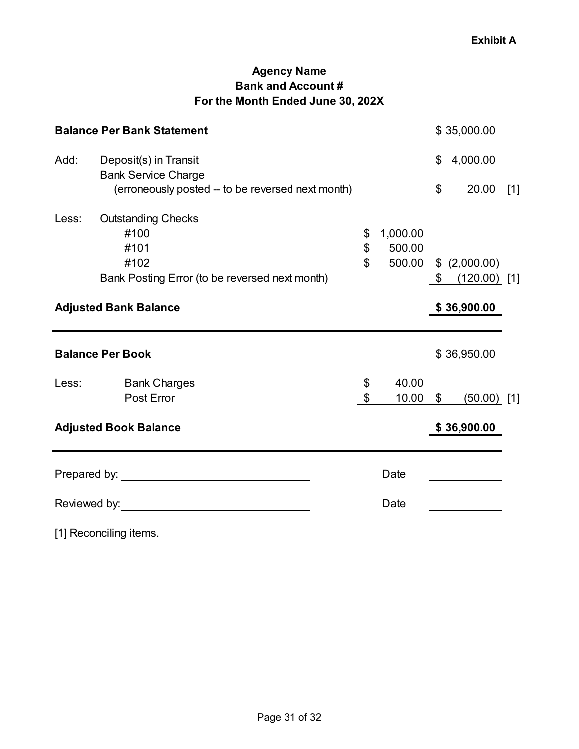**Exhibit A**

**Agency Name**
**Bank and Account #**
**For the Month Ended June 30, 202X**

| | | | | |
|---|---|---|---|---|
| **Balance Per Bank Statement** | | | $ 35,000.00 | |
| Add: | Deposit(s) in Transit | | $ 4,000.00 | |
| | Bank Service Charge (erroneously posted -- to be reversed next month) | | $ 20.00 | [1] |
| Less: | Outstanding Checks | | | |
| | #100 | $ 1,000.00 | | |
| | #101 | $ 500.00 | | |
| | #102 | $ 500.00 | $ (2,000.00) | |
| | Bank Posting Error (to be reversed next month) | | $ (120.00) | [1] |
| **Adjusted Bank Balance** | | | **$ 36,900.00** | |
| | | | | |
| **Balance Per Book** | | | $ 36,950.00 | |
| Less: | Bank Charges | $ 40.00 | | |
| | Post Error | $ 10.00 | $ (50.00) | [1] |
| **Adjusted Book Balance** | | | **$ 36,900.00** | |

Prepared by: ______________________________ Date ____________

Reviewed by: ______________________________ Date ____________

[1] Reconciling items.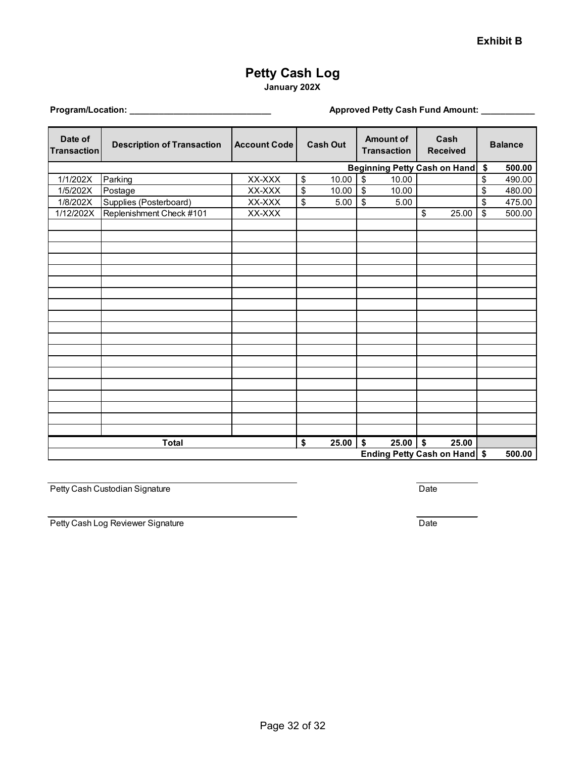**Exhibit B**

# Petty Cash Log

**January 202X**

**Program/Location: ____________________________** **Approved Petty Cash Fund Amount: ___________**

| Date of Transaction | Description of Transaction | Account Code | Cash Out | Amount of Transaction | Cash Received | Balance |
|---|---|---|---|---|---|---|
| | | | | | **Beginning Petty Cash on Hand** | **$ 500.00** |
| 1/1/202X | Parking | XX-XXX | $ 10.00 | $ 10.00 | | $ 490.00 |
| 1/5/202X | Postage | XX-XXX | $ 10.00 | $ 10.00 | | $ 480.00 |
| 1/8/202X | Supplies (Posterboard) | XX-XXX | $ 5.00 | $ 5.00 | | $ 475.00 |
| 1/12/202X | Replenishment Check #101 | XX-XXX | | | $ 25.00 | $ 500.00 |
| | | | | | | |
| | | | | | | |
| | | | | | | |
| | | | | | | |
| | | | | | | |
| | | | | | | |
| | | | | | | |
| | | | | | | |
| | | | | | | |
| | | | | | | |
| | | | | | | |
| | | | | | | |
| | | | | | | |
| | | | | | | |
| | | | | | | |
| | | | | | | |
| | | | | | | |
| | | | | | | |
| | | | | | | |
| **Total** | | | **$ 25.00** | **$ 25.00** | **$ 25.00** | |
| | | | | | **Ending Petty Cash on Hand** | **$ 500.00** |

______________________________________ ____________

Petty Cash Custodian Signature Date

______________________________________ ____________

Petty Cash Log Reviewer Signature Date